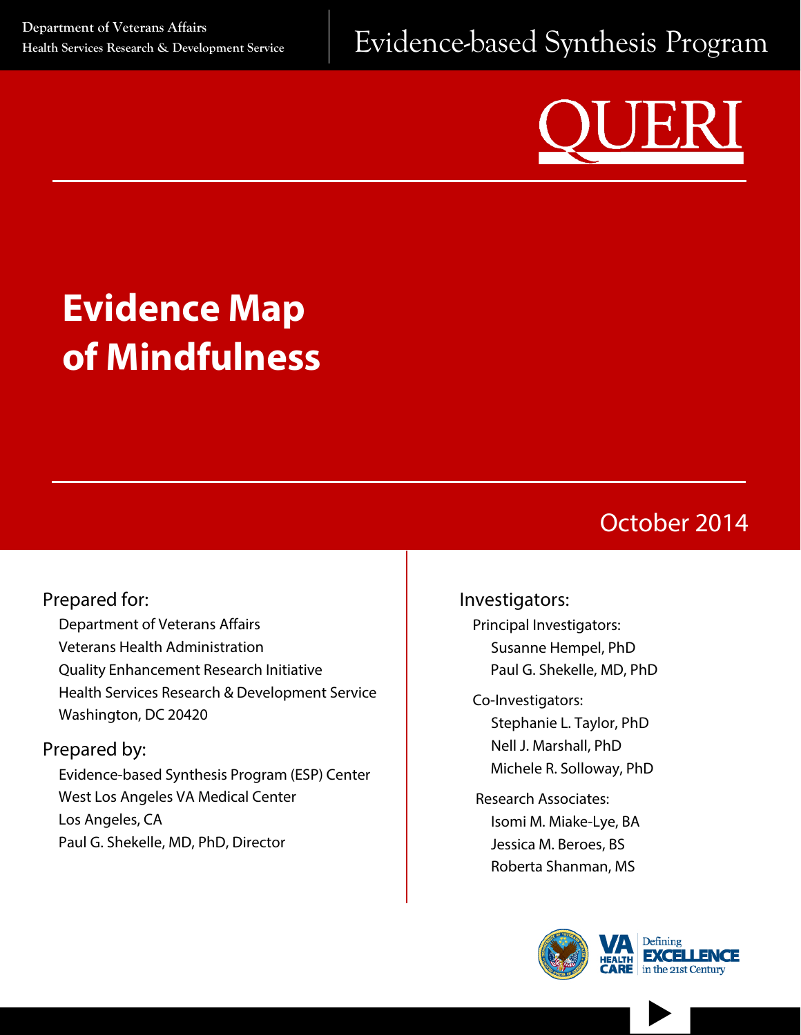Department of Veterans Affairs
Health Services Research & Development Service

Evidence-based Synthesis Program

QUERI

# Evidence Map of Mindfulness

October 2014

## Prepared for:

Department of Veterans Affairs
Veterans Health Administration
Quality Enhancement Research Initiative
Health Services Research & Development Service
Washington, DC 20420

## Prepared by:

Evidence-based Synthesis Program (ESP) Center
West Los Angeles VA Medical Center
Los Angeles, CA
Paul G. Shekelle, MD, PhD, Director

## Investigators:

Principal Investigators:
- Susanne Hempel, PhD
- Paul G. Shekelle, MD, PhD

Co-Investigators:
- Stephanie L. Taylor, PhD
- Nell J. Marshall, PhD
- Michele R. Solloway, PhD

Research Associates:
- Isomi M. Miake-Lye, BA
- Jessica M. Beroes, BS
- Roberta Shanman, MS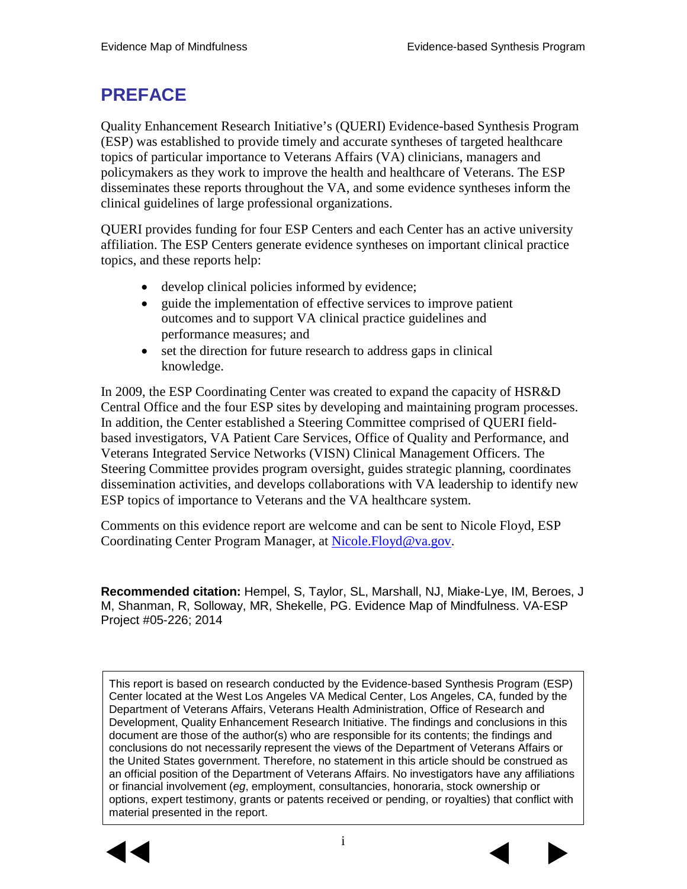# PREFACE

Quality Enhancement Research Initiative's (QUERI) Evidence-based Synthesis Program (ESP) was established to provide timely and accurate syntheses of targeted healthcare topics of particular importance to Veterans Affairs (VA) clinicians, managers and policymakers as they work to improve the health and healthcare of Veterans. The ESP disseminates these reports throughout the VA, and some evidence syntheses inform the clinical guidelines of large professional organizations.

QUERI provides funding for four ESP Centers and each Center has an active university affiliation. The ESP Centers generate evidence syntheses on important clinical practice topics, and these reports help:

- develop clinical policies informed by evidence;
- guide the implementation of effective services to improve patient outcomes and to support VA clinical practice guidelines and performance measures; and
- set the direction for future research to address gaps in clinical knowledge.

In 2009, the ESP Coordinating Center was created to expand the capacity of HSR&D Central Office and the four ESP sites by developing and maintaining program processes. In addition, the Center established a Steering Committee comprised of QUERI field-based investigators, VA Patient Care Services, Office of Quality and Performance, and Veterans Integrated Service Networks (VISN) Clinical Management Officers. The Steering Committee provides program oversight, guides strategic planning, coordinates dissemination activities, and develops collaborations with VA leadership to identify new ESP topics of importance to Veterans and the VA healthcare system.

Comments on this evidence report are welcome and can be sent to Nicole Floyd, ESP Coordinating Center Program Manager, at Nicole.Floyd@va.gov.

**Recommended citation:** Hempel, S, Taylor, SL, Marshall, NJ, Miake-Lye, IM, Beroes, J M, Shanman, R, Solloway, MR, Shekelle, PG. Evidence Map of Mindfulness. VA-ESP Project #05-226; 2014

This report is based on research conducted by the Evidence-based Synthesis Program (ESP) Center located at the West Los Angeles VA Medical Center, Los Angeles, CA, funded by the Department of Veterans Affairs, Veterans Health Administration, Office of Research and Development, Quality Enhancement Research Initiative. The findings and conclusions in this document are those of the author(s) who are responsible for its contents; the findings and conclusions do not necessarily represent the views of the Department of Veterans Affairs or the United States government. Therefore, no statement in this article should be construed as an official position of the Department of Veterans Affairs. No investigators have any affiliations or financial involvement (*eg*, employment, consultancies, honoraria, stock ownership or options, expert testimony, grants or patents received or pending, or royalties) that conflict with material presented in the report.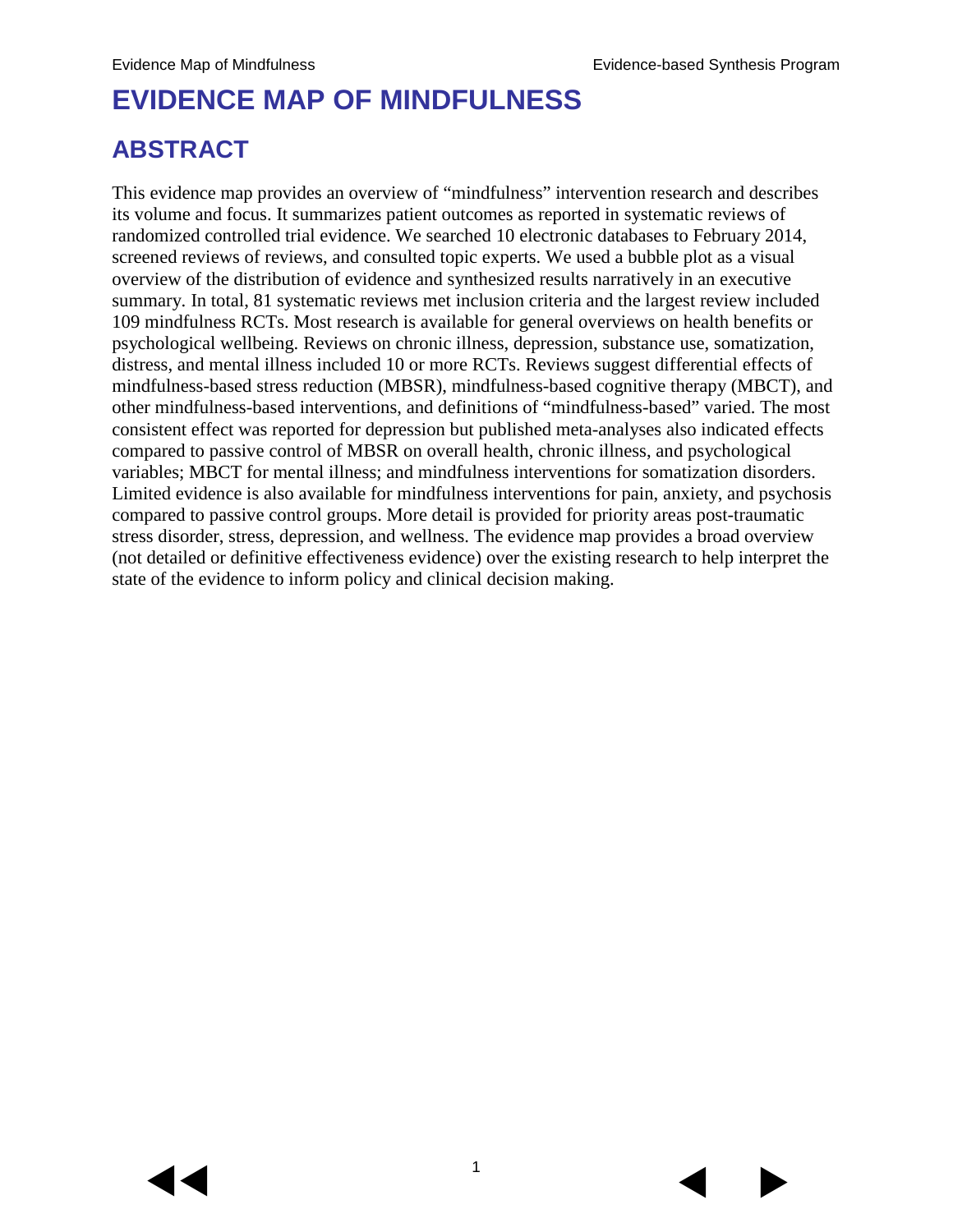# EVIDENCE MAP OF MINDFULNESS

## ABSTRACT

This evidence map provides an overview of "mindfulness" intervention research and describes its volume and focus. It summarizes patient outcomes as reported in systematic reviews of randomized controlled trial evidence. We searched 10 electronic databases to February 2014, screened reviews of reviews, and consulted topic experts. We used a bubble plot as a visual overview of the distribution of evidence and synthesized results narratively in an executive summary. In total, 81 systematic reviews met inclusion criteria and the largest review included 109 mindfulness RCTs. Most research is available for general overviews on health benefits or psychological wellbeing. Reviews on chronic illness, depression, substance use, somatization, distress, and mental illness included 10 or more RCTs. Reviews suggest differential effects of mindfulness-based stress reduction (MBSR), mindfulness-based cognitive therapy (MBCT), and other mindfulness-based interventions, and definitions of "mindfulness-based" varied. The most consistent effect was reported for depression but published meta-analyses also indicated effects compared to passive control of MBSR on overall health, chronic illness, and psychological variables; MBCT for mental illness; and mindfulness interventions for somatization disorders. Limited evidence is also available for mindfulness interventions for pain, anxiety, and psychosis compared to passive control groups. More detail is provided for priority areas post-traumatic stress disorder, stress, depression, and wellness. The evidence map provides a broad overview (not detailed or definitive effectiveness evidence) over the existing research to help interpret the state of the evidence to inform policy and clinical decision making.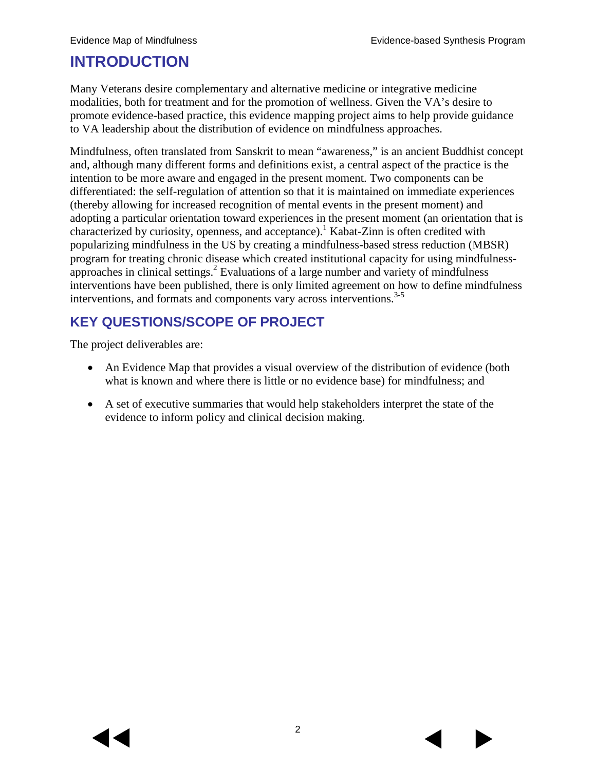# INTRODUCTION

Many Veterans desire complementary and alternative medicine or integrative medicine modalities, both for treatment and for the promotion of wellness. Given the VA's desire to promote evidence-based practice, this evidence mapping project aims to help provide guidance to VA leadership about the distribution of evidence on mindfulness approaches.

Mindfulness, often translated from Sanskrit to mean "awareness," is an ancient Buddhist concept and, although many different forms and definitions exist, a central aspect of the practice is the intention to be more aware and engaged in the present moment. Two components can be differentiated: the self-regulation of attention so that it is maintained on immediate experiences (thereby allowing for increased recognition of mental events in the present moment) and adopting a particular orientation toward experiences in the present moment (an orientation that is characterized by curiosity, openness, and acceptance).[1] Kabat-Zinn is often credited with popularizing mindfulness in the US by creating a mindfulness-based stress reduction (MBSR) program for treating chronic disease which created institutional capacity for using mindfulness-approaches in clinical settings.[2] Evaluations of a large number and variety of mindfulness interventions have been published, there is only limited agreement on how to define mindfulness interventions, and formats and components vary across interventions.[3-5]

## KEY QUESTIONS/SCOPE OF PROJECT

The project deliverables are:

- An Evidence Map that provides a visual overview of the distribution of evidence (both what is known and where there is little or no evidence base) for mindfulness; and
- A set of executive summaries that would help stakeholders interpret the state of the evidence to inform policy and clinical decision making.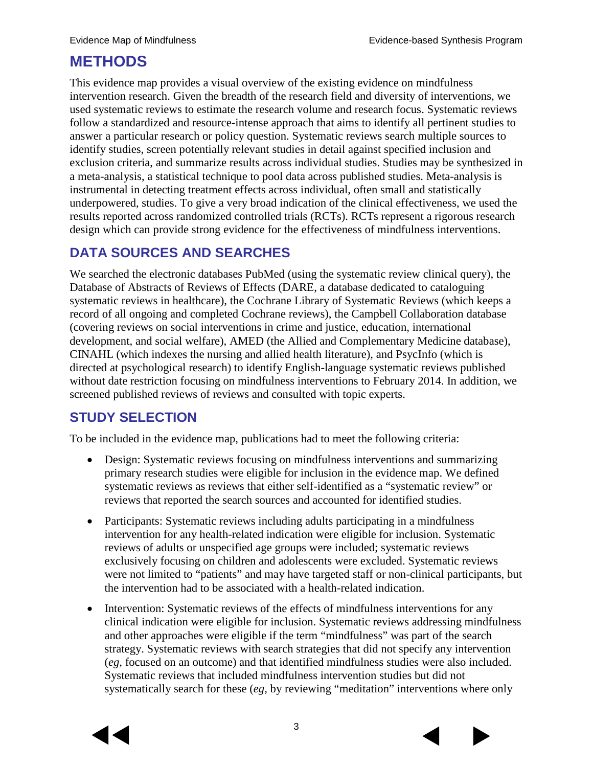# METHODS

This evidence map provides a visual overview of the existing evidence on mindfulness intervention research. Given the breadth of the research field and diversity of interventions, we used systematic reviews to estimate the research volume and research focus. Systematic reviews follow a standardized and resource-intense approach that aims to identify all pertinent studies to answer a particular research or policy question. Systematic reviews search multiple sources to identify studies, screen potentially relevant studies in detail against specified inclusion and exclusion criteria, and summarize results across individual studies. Studies may be synthesized in a meta-analysis, a statistical technique to pool data across published studies. Meta-analysis is instrumental in detecting treatment effects across individual, often small and statistically underpowered, studies. To give a very broad indication of the clinical effectiveness, we used the results reported across randomized controlled trials (RCTs). RCTs represent a rigorous research design which can provide strong evidence for the effectiveness of mindfulness interventions.

## DATA SOURCES AND SEARCHES

We searched the electronic databases PubMed (using the systematic review clinical query), the Database of Abstracts of Reviews of Effects (DARE, a database dedicated to cataloguing systematic reviews in healthcare), the Cochrane Library of Systematic Reviews (which keeps a record of all ongoing and completed Cochrane reviews), the Campbell Collaboration database (covering reviews on social interventions in crime and justice, education, international development, and social welfare), AMED (the Allied and Complementary Medicine database), CINAHL (which indexes the nursing and allied health literature), and PsycInfo (which is directed at psychological research) to identify English-language systematic reviews published without date restriction focusing on mindfulness interventions to February 2014. In addition, we screened published reviews of reviews and consulted with topic experts.

## STUDY SELECTION

To be included in the evidence map, publications had to meet the following criteria:

- Design: Systematic reviews focusing on mindfulness interventions and summarizing primary research studies were eligible for inclusion in the evidence map. We defined systematic reviews as reviews that either self-identified as a "systematic review" or reviews that reported the search sources and accounted for identified studies.
- Participants: Systematic reviews including adults participating in a mindfulness intervention for any health-related indication were eligible for inclusion. Systematic reviews of adults or unspecified age groups were included; systematic reviews exclusively focusing on children and adolescents were excluded. Systematic reviews were not limited to "patients" and may have targeted staff or non-clinical participants, but the intervention had to be associated with a health-related indication.
- Intervention: Systematic reviews of the effects of mindfulness interventions for any clinical indication were eligible for inclusion. Systematic reviews addressing mindfulness and other approaches were eligible if the term "mindfulness" was part of the search strategy. Systematic reviews with search strategies that did not specify any intervention (*eg*, focused on an outcome) and that identified mindfulness studies were also included. Systematic reviews that included mindfulness intervention studies but did not systematically search for these (*eg*, by reviewing "meditation" interventions where only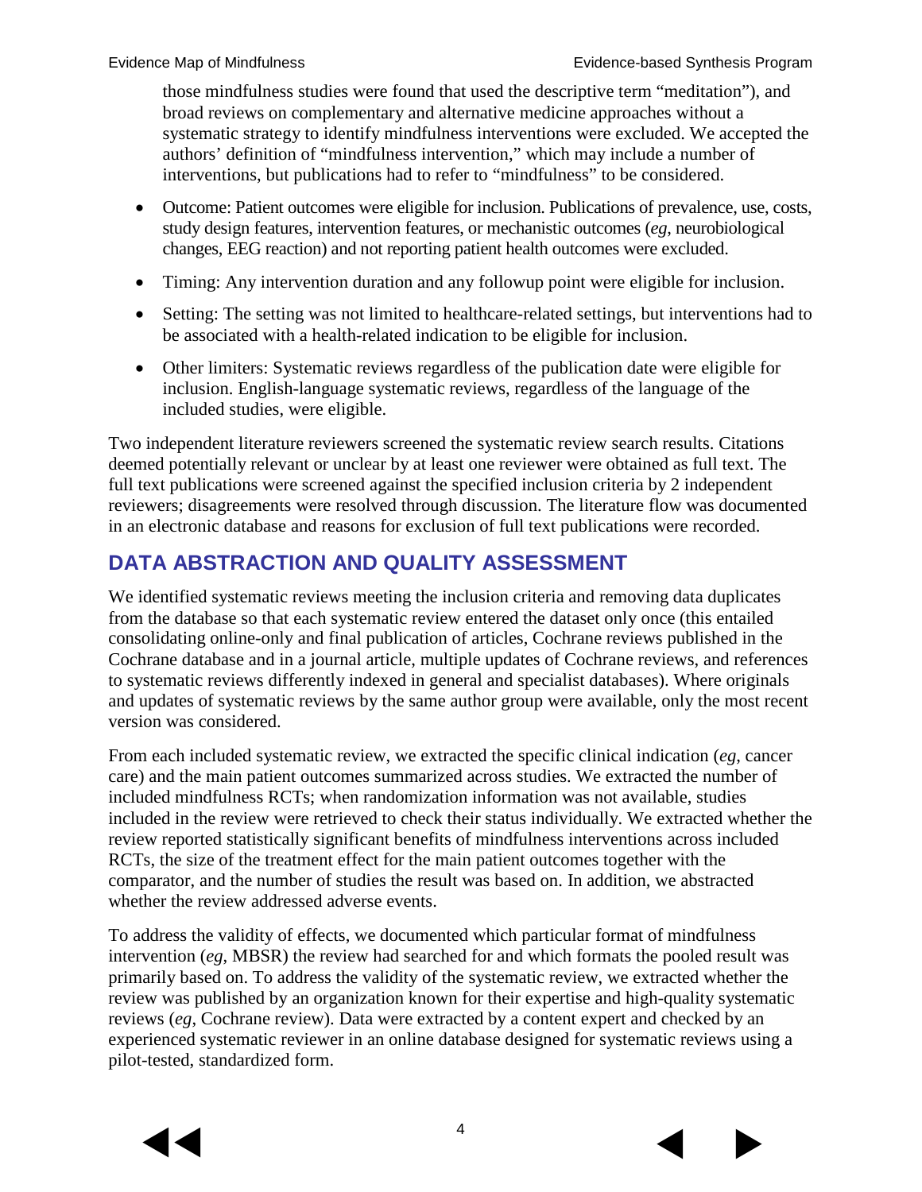those mindfulness studies were found that used the descriptive term "meditation"), and broad reviews on complementary and alternative medicine approaches without a systematic strategy to identify mindfulness interventions were excluded. We accepted the authors' definition of "mindfulness intervention," which may include a number of interventions, but publications had to refer to "mindfulness" to be considered.

- Outcome: Patient outcomes were eligible for inclusion. Publications of prevalence, use, costs, study design features, intervention features, or mechanistic outcomes (*eg*, neurobiological changes, EEG reaction) and not reporting patient health outcomes were excluded.
- Timing: Any intervention duration and any followup point were eligible for inclusion.
- Setting: The setting was not limited to healthcare-related settings, but interventions had to be associated with a health-related indication to be eligible for inclusion.
- Other limiters: Systematic reviews regardless of the publication date were eligible for inclusion. English-language systematic reviews, regardless of the language of the included studies, were eligible.

Two independent literature reviewers screened the systematic review search results. Citations deemed potentially relevant or unclear by at least one reviewer were obtained as full text. The full text publications were screened against the specified inclusion criteria by 2 independent reviewers; disagreements were resolved through discussion. The literature flow was documented in an electronic database and reasons for exclusion of full text publications were recorded.

## DATA ABSTRACTION AND QUALITY ASSESSMENT

We identified systematic reviews meeting the inclusion criteria and removing data duplicates from the database so that each systematic review entered the dataset only once (this entailed consolidating online-only and final publication of articles, Cochrane reviews published in the Cochrane database and in a journal article, multiple updates of Cochrane reviews, and references to systematic reviews differently indexed in general and specialist databases). Where originals and updates of systematic reviews by the same author group were available, only the most recent version was considered.

From each included systematic review, we extracted the specific clinical indication (*eg*, cancer care) and the main patient outcomes summarized across studies. We extracted the number of included mindfulness RCTs; when randomization information was not available, studies included in the review were retrieved to check their status individually. We extracted whether the review reported statistically significant benefits of mindfulness interventions across included RCTs, the size of the treatment effect for the main patient outcomes together with the comparator, and the number of studies the result was based on. In addition, we abstracted whether the review addressed adverse events.

To address the validity of effects, we documented which particular format of mindfulness intervention (*eg*, MBSR) the review had searched for and which formats the pooled result was primarily based on. To address the validity of the systematic review, we extracted whether the review was published by an organization known for their expertise and high-quality systematic reviews (*eg*, Cochrane review). Data were extracted by a content expert and checked by an experienced systematic reviewer in an online database designed for systematic reviews using a pilot-tested, standardized form.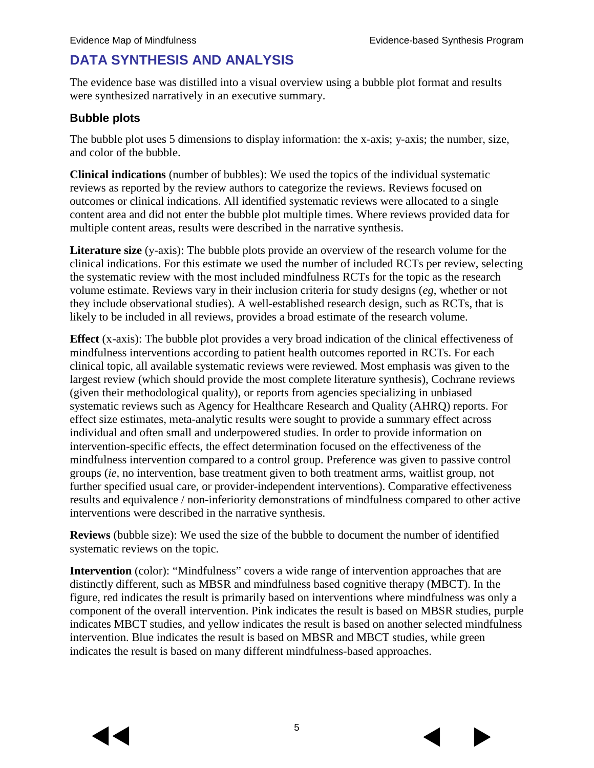## DATA SYNTHESIS AND ANALYSIS

The evidence base was distilled into a visual overview using a bubble plot format and results were synthesized narratively in an executive summary.

### Bubble plots

The bubble plot uses 5 dimensions to display information: the x-axis; y-axis; the number, size, and color of the bubble.

**Clinical indications** (number of bubbles): We used the topics of the individual systematic reviews as reported by the review authors to categorize the reviews. Reviews focused on outcomes or clinical indications. All identified systematic reviews were allocated to a single content area and did not enter the bubble plot multiple times. Where reviews provided data for multiple content areas, results were described in the narrative synthesis.

**Literature size** (y-axis): The bubble plots provide an overview of the research volume for the clinical indications. For this estimate we used the number of included RCTs per review, selecting the systematic review with the most included mindfulness RCTs for the topic as the research volume estimate. Reviews vary in their inclusion criteria for study designs (*eg,* whether or not they include observational studies). A well-established research design, such as RCTs, that is likely to be included in all reviews, provides a broad estimate of the research volume.

**Effect** (x-axis): The bubble plot provides a very broad indication of the clinical effectiveness of mindfulness interventions according to patient health outcomes reported in RCTs. For each clinical topic, all available systematic reviews were reviewed. Most emphasis was given to the largest review (which should provide the most complete literature synthesis), Cochrane reviews (given their methodological quality), or reports from agencies specializing in unbiased systematic reviews such as Agency for Healthcare Research and Quality (AHRQ) reports. For effect size estimates, meta-analytic results were sought to provide a summary effect across individual and often small and underpowered studies. In order to provide information on intervention-specific effects, the effect determination focused on the effectiveness of the mindfulness intervention compared to a control group. Preference was given to passive control groups (*ie,* no intervention, base treatment given to both treatment arms, waitlist group, not further specified usual care, or provider-independent interventions). Comparative effectiveness results and equivalence / non-inferiority demonstrations of mindfulness compared to other active interventions were described in the narrative synthesis.

**Reviews** (bubble size): We used the size of the bubble to document the number of identified systematic reviews on the topic.

**Intervention** (color): "Mindfulness" covers a wide range of intervention approaches that are distinctly different, such as MBSR and mindfulness based cognitive therapy (MBCT). In the figure, red indicates the result is primarily based on interventions where mindfulness was only a component of the overall intervention. Pink indicates the result is based on MBSR studies, purple indicates MBCT studies, and yellow indicates the result is based on another selected mindfulness intervention. Blue indicates the result is based on MBSR and MBCT studies, while green indicates the result is based on many different mindfulness-based approaches.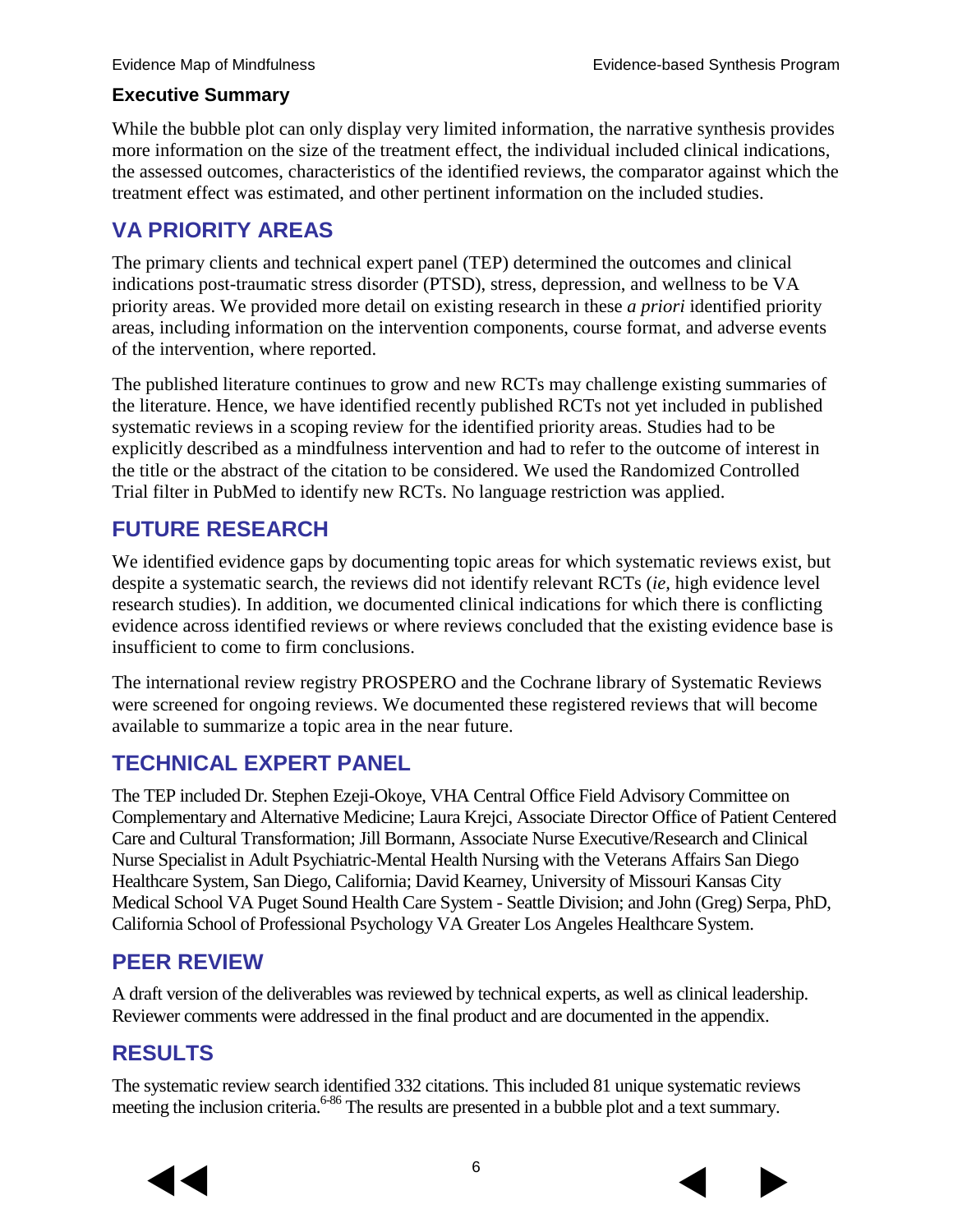While the bubble plot can only display very limited information, the narrative synthesis provides more information on the size of the treatment effect, the individual included clinical indications, the assessed outcomes, characteristics of the identified reviews, the comparator against which the treatment effect was estimated, and other pertinent information on the included studies.

## VA PRIORITY AREAS

The primary clients and technical expert panel (TEP) determined the outcomes and clinical indications post-traumatic stress disorder (PTSD), stress, depression, and wellness to be VA priority areas. We provided more detail on existing research in these *a priori* identified priority areas, including information on the intervention components, course format, and adverse events of the intervention, where reported.

The published literature continues to grow and new RCTs may challenge existing summaries of the literature. Hence, we have identified recently published RCTs not yet included in published systematic reviews in a scoping review for the identified priority areas. Studies had to be explicitly described as a mindfulness intervention and had to refer to the outcome of interest in the title or the abstract of the citation to be considered. We used the Randomized Controlled Trial filter in PubMed to identify new RCTs. No language restriction was applied.

## FUTURE RESEARCH

We identified evidence gaps by documenting topic areas for which systematic reviews exist, but despite a systematic search, the reviews did not identify relevant RCTs (*ie*, high evidence level research studies). In addition, we documented clinical indications for which there is conflicting evidence across identified reviews or where reviews concluded that the existing evidence base is insufficient to come to firm conclusions.

The international review registry PROSPERO and the Cochrane library of Systematic Reviews were screened for ongoing reviews. We documented these registered reviews that will become available to summarize a topic area in the near future.

## TECHNICAL EXPERT PANEL

The TEP included Dr. Stephen Ezeji-Okoye, VHA Central Office Field Advisory Committee on Complementary and Alternative Medicine; Laura Krejci, Associate Director Office of Patient Centered Care and Cultural Transformation; Jill Bormann, Associate Nurse Executive/Research and Clinical Nurse Specialist in Adult Psychiatric-Mental Health Nursing with the Veterans Affairs San Diego Healthcare System, San Diego, California; David Kearney, University of Missouri Kansas City Medical School VA Puget Sound Health Care System - Seattle Division; and John (Greg) Serpa, PhD, California School of Professional Psychology VA Greater Los Angeles Healthcare System.

## PEER REVIEW

A draft version of the deliverables was reviewed by technical experts, as well as clinical leadership. Reviewer comments were addressed in the final product and are documented in the appendix.

## RESULTS

The systematic review search identified 332 citations. This included 81 unique systematic reviews meeting the inclusion criteria.[6-86] The results are presented in a bubble plot and a text summary.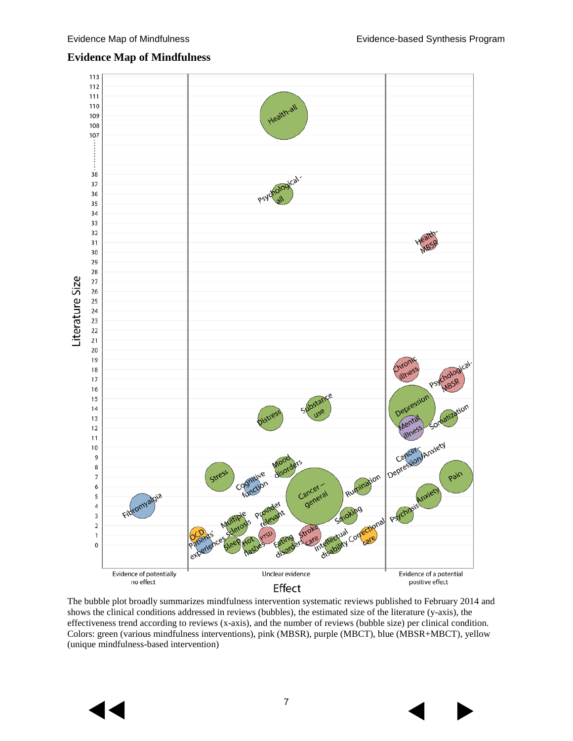# Evidence Map of Mindfulness

The bubble plot broadly summarizes mindfulness intervention systematic reviews published to February 2014 and shows the clinical conditions addressed in reviews (bubbles), the estimated size of the literature (y-axis), the effectiveness trend according to reviews (x-axis), and the number of reviews (bubble size) per clinical condition. Colors: green (various mindfulness interventions), pink (MBSR), purple (MBCT), blue (MBSR+MBCT), yellow (unique mindfulness-based intervention)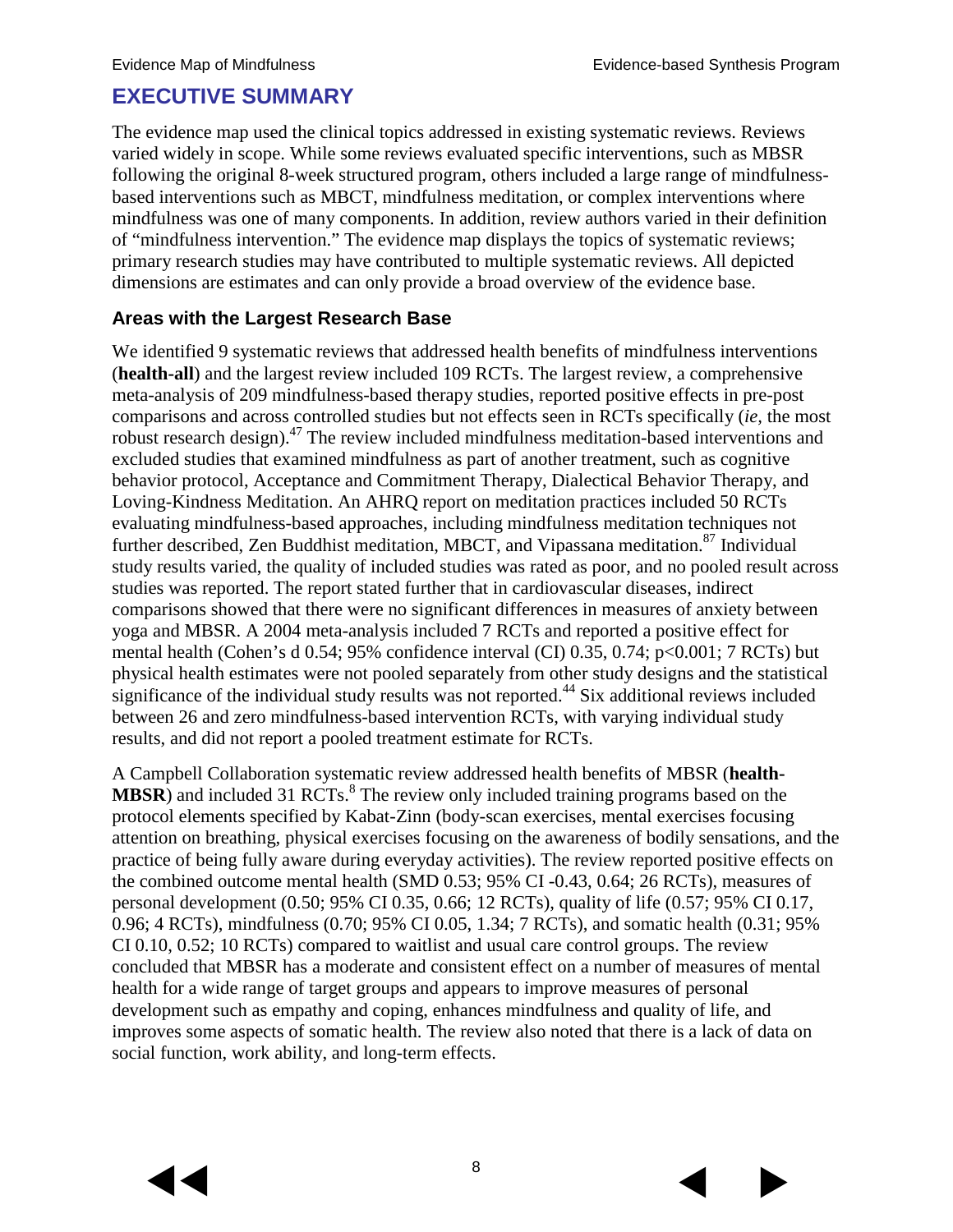# EXECUTIVE SUMMARY

The evidence map used the clinical topics addressed in existing systematic reviews. Reviews varied widely in scope. While some reviews evaluated specific interventions, such as MBSR following the original 8-week structured program, others included a large range of mindfulness-based interventions such as MBCT, mindfulness meditation, or complex interventions where mindfulness was one of many components. In addition, review authors varied in their definition of "mindfulness intervention." The evidence map displays the topics of systematic reviews; primary research studies may have contributed to multiple systematic reviews. All depicted dimensions are estimates and can only provide a broad overview of the evidence base.

### Areas with the Largest Research Base

We identified 9 systematic reviews that addressed health benefits of mindfulness interventions (**health-all**) and the largest review included 109 RCTs. The largest review, a comprehensive meta-analysis of 209 mindfulness-based therapy studies, reported positive effects in pre-post comparisons and across controlled studies but not effects seen in RCTs specifically (*ie*, the most robust research design).[47] The review included mindfulness meditation-based interventions and excluded studies that examined mindfulness as part of another treatment, such as cognitive behavior protocol, Acceptance and Commitment Therapy, Dialectical Behavior Therapy, and Loving-Kindness Meditation. An AHRQ report on meditation practices included 50 RCTs evaluating mindfulness-based approaches, including mindfulness meditation techniques not further described, Zen Buddhist meditation, MBCT, and Vipassana meditation.[87] Individual study results varied, the quality of included studies was rated as poor, and no pooled result across studies was reported. The report stated further that in cardiovascular diseases, indirect comparisons showed that there were no significant differences in measures of anxiety between yoga and MBSR. A 2004 meta-analysis included 7 RCTs and reported a positive effect for mental health (Cohen's d 0.54; 95% confidence interval (CI) 0.35, 0.74; $p<0.001$; 7 RCTs) but physical health estimates were not pooled separately from other study designs and the statistical significance of the individual study results was not reported.[44] Six additional reviews included between 26 and zero mindfulness-based intervention RCTs, with varying individual study results, and did not report a pooled treatment estimate for RCTs.

A Campbell Collaboration systematic review addressed health benefits of MBSR (**health-MBSR**) and included 31 RCTs.[8] The review only included training programs based on the protocol elements specified by Kabat-Zinn (body-scan exercises, mental exercises focusing attention on breathing, physical exercises focusing on the awareness of bodily sensations, and the practice of being fully aware during everyday activities). The review reported positive effects on the combined outcome mental health (SMD 0.53; 95% CI -0.43, 0.64; 26 RCTs), measures of personal development (0.50; 95% CI 0.35, 0.66; 12 RCTs), quality of life (0.57; 95% CI 0.17, 0.96; 4 RCTs), mindfulness (0.70; 95% CI 0.05, 1.34; 7 RCTs), and somatic health (0.31; 95% CI 0.10, 0.52; 10 RCTs) compared to waitlist and usual care control groups. The review concluded that MBSR has a moderate and consistent effect on a number of measures of mental health for a wide range of target groups and appears to improve measures of personal development such as empathy and coping, enhances mindfulness and quality of life, and improves some aspects of somatic health. The review also noted that there is a lack of data on social function, work ability, and long-term effects.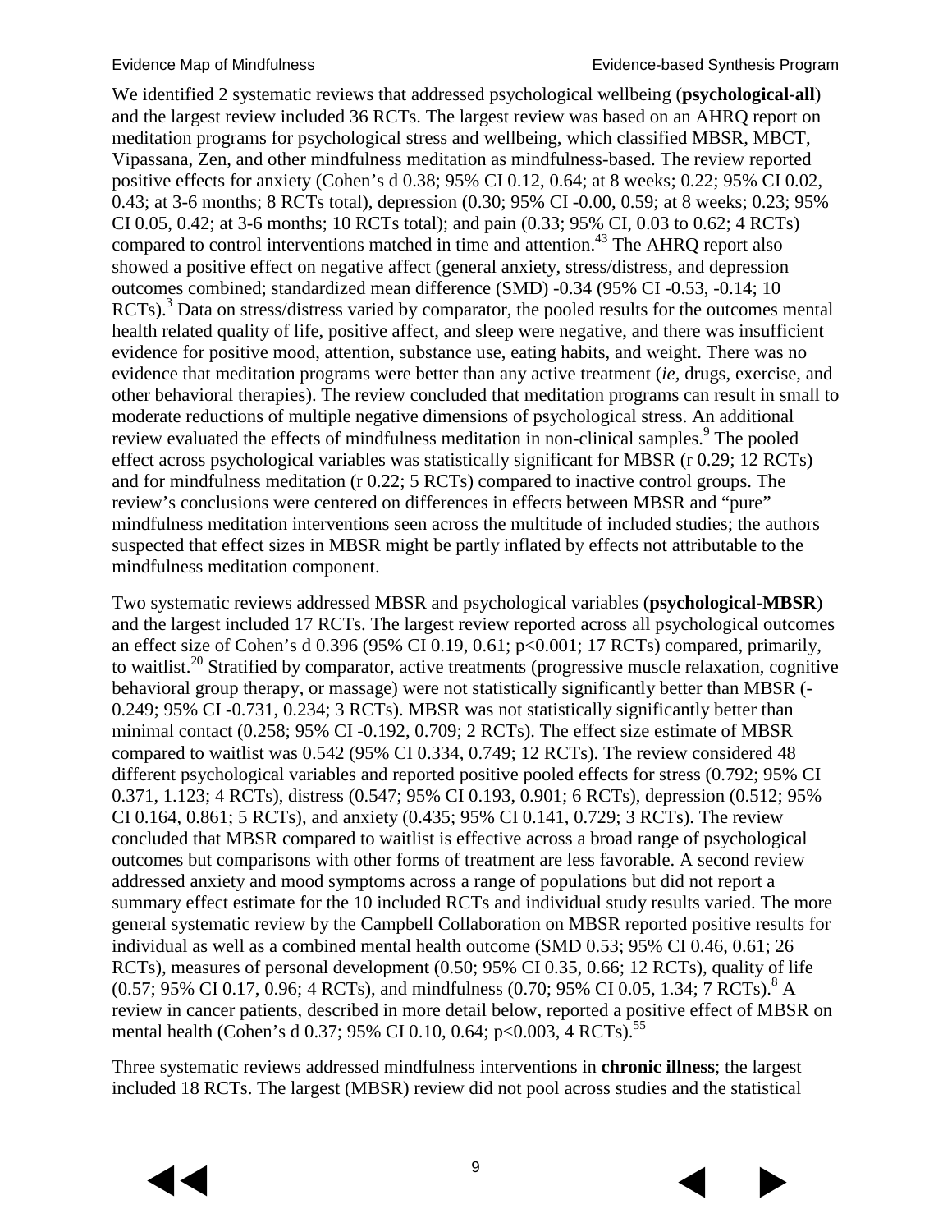We identified 2 systematic reviews that addressed psychological wellbeing (**psychological-all**) and the largest review included 36 RCTs. The largest review was based on an AHRQ report on meditation programs for psychological stress and wellbeing, which classified MBSR, MBCT, Vipassana, Zen, and other mindfulness meditation as mindfulness-based. The review reported positive effects for anxiety (Cohen's d 0.38; 95% CI 0.12, 0.64; at 8 weeks; 0.22; 95% CI 0.02, 0.43; at 3-6 months; 8 RCTs total), depression (0.30; 95% CI -0.00, 0.59; at 8 weeks; 0.23; 95% CI 0.05, 0.42; at 3-6 months; 10 RCTs total); and pain (0.33; 95% CI, 0.03 to 0.62; 4 RCTs) compared to control interventions matched in time and attention.[43] The AHRQ report also showed a positive effect on negative affect (general anxiety, stress/distress, and depression outcomes combined; standardized mean difference (SMD) -0.34 (95% CI -0.53, -0.14; 10 RCTs).[3] Data on stress/distress varied by comparator, the pooled results for the outcomes mental health related quality of life, positive affect, and sleep were negative, and there was insufficient evidence for positive mood, attention, substance use, eating habits, and weight. There was no evidence that meditation programs were better than any active treatment (*ie*, drugs, exercise, and other behavioral therapies). The review concluded that meditation programs can result in small to moderate reductions of multiple negative dimensions of psychological stress. An additional review evaluated the effects of mindfulness meditation in non-clinical samples.[9] The pooled effect across psychological variables was statistically significant for MBSR (r 0.29; 12 RCTs) and for mindfulness meditation (r 0.22; 5 RCTs) compared to inactive control groups. The review's conclusions were centered on differences in effects between MBSR and "pure" mindfulness meditation interventions seen across the multitude of included studies; the authors suspected that effect sizes in MBSR might be partly inflated by effects not attributable to the mindfulness meditation component.

Two systematic reviews addressed MBSR and psychological variables (**psychological-MBSR**) and the largest included 17 RCTs. The largest review reported across all psychological outcomes an effect size of Cohen's d 0.396 (95% CI 0.19, 0.61; p<0.001; 17 RCTs) compared, primarily, to waitlist.[20] Stratified by comparator, active treatments (progressive muscle relaxation, cognitive behavioral group therapy, or massage) were not statistically significantly better than MBSR (-0.249; 95% CI -0.731, 0.234; 3 RCTs). MBSR was not statistically significantly better than minimal contact (0.258; 95% CI -0.192, 0.709; 2 RCTs). The effect size estimate of MBSR compared to waitlist was 0.542 (95% CI 0.334, 0.749; 12 RCTs). The review considered 48 different psychological variables and reported positive pooled effects for stress (0.792; 95% CI 0.371, 1.123; 4 RCTs), distress (0.547; 95% CI 0.193, 0.901; 6 RCTs), depression (0.512; 95% CI 0.164, 0.861; 5 RCTs), and anxiety (0.435; 95% CI 0.141, 0.729; 3 RCTs). The review concluded that MBSR compared to waitlist is effective across a broad range of psychological outcomes but comparisons with other forms of treatment are less favorable. A second review addressed anxiety and mood symptoms across a range of populations but did not report a summary effect estimate for the 10 included RCTs and individual study results varied. The more general systematic review by the Campbell Collaboration on MBSR reported positive results for individual as well as a combined mental health outcome (SMD 0.53; 95% CI 0.46, 0.61; 26 RCTs), measures of personal development (0.50; 95% CI 0.35, 0.66; 12 RCTs), quality of life (0.57; 95% CI 0.17, 0.96; 4 RCTs), and mindfulness (0.70; 95% CI 0.05, 1.34; 7 RCTs).[8] A review in cancer patients, described in more detail below, reported a positive effect of MBSR on mental health (Cohen's d 0.37; 95% CI 0.10, 0.64; p<0.003, 4 RCTs).[55]

Three systematic reviews addressed mindfulness interventions in **chronic illness**; the largest included 18 RCTs. The largest (MBSR) review did not pool across studies and the statistical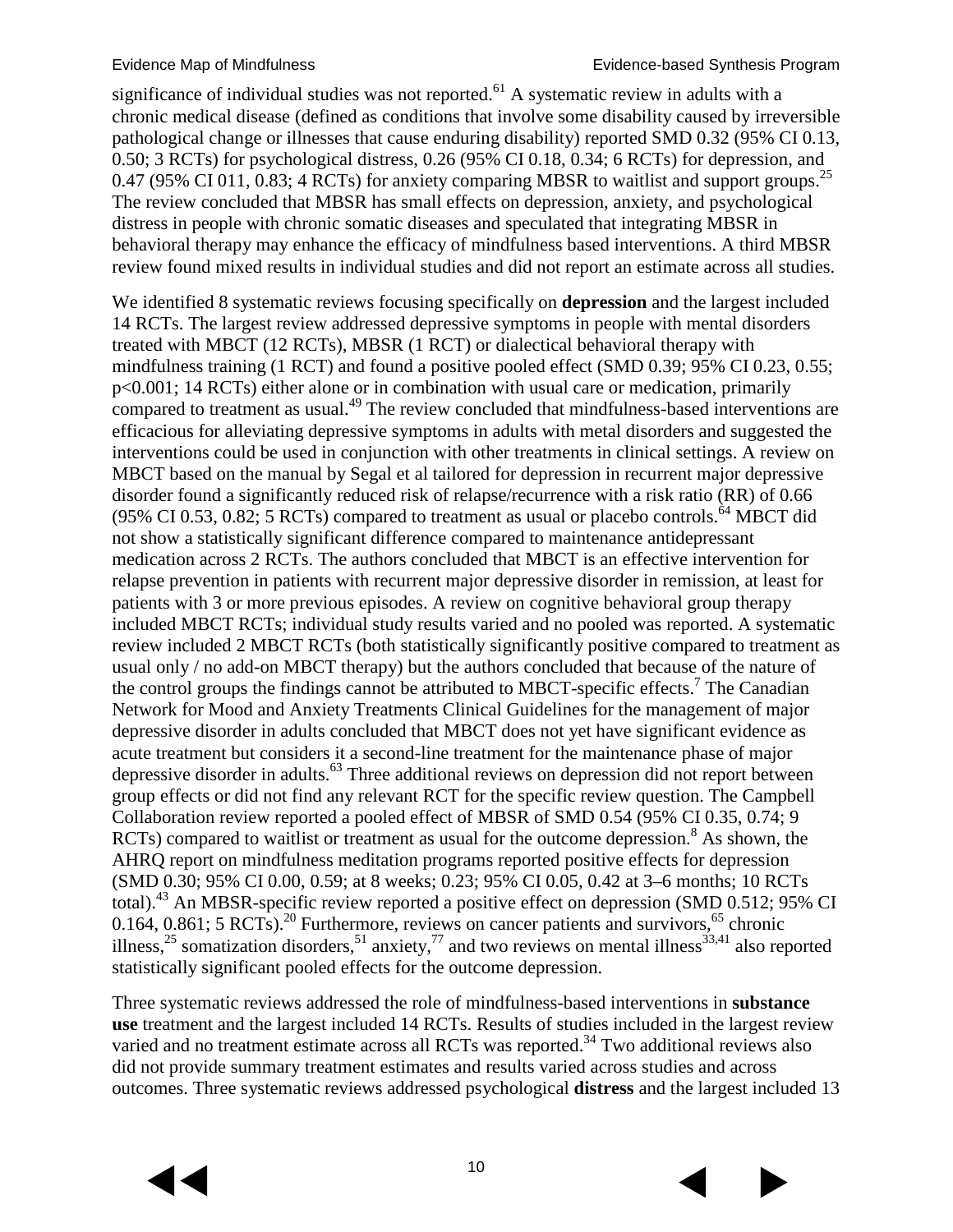significance of individual studies was not reported.[61] A systematic review in adults with a chronic medical disease (defined as conditions that involve some disability caused by irreversible pathological change or illnesses that cause enduring disability) reported SMD 0.32 (95% CI 0.13, 0.50; 3 RCTs) for psychological distress, 0.26 (95% CI 0.18, 0.34; 6 RCTs) for depression, and 0.47 (95% CI 011, 0.83; 4 RCTs) for anxiety comparing MBSR to waitlist and support groups.[25] The review concluded that MBSR has small effects on depression, anxiety, and psychological distress in people with chronic somatic diseases and speculated that integrating MBSR in behavioral therapy may enhance the efficacy of mindfulness based interventions. A third MBSR review found mixed results in individual studies and did not report an estimate across all studies.

We identified 8 systematic reviews focusing specifically on **depression** and the largest included 14 RCTs. The largest review addressed depressive symptoms in people with mental disorders treated with MBCT (12 RCTs), MBSR (1 RCT) or dialectical behavioral therapy with mindfulness training (1 RCT) and found a positive pooled effect (SMD 0.39; 95% CI 0.23, 0.55; p<0.001; 14 RCTs) either alone or in combination with usual care or medication, primarily compared to treatment as usual.[49] The review concluded that mindfulness-based interventions are efficacious for alleviating depressive symptoms in adults with metal disorders and suggested the interventions could be used in conjunction with other treatments in clinical settings. A review on MBCT based on the manual by Segal et al tailored for depression in recurrent major depressive disorder found a significantly reduced risk of relapse/recurrence with a risk ratio (RR) of 0.66 (95% CI 0.53, 0.82; 5 RCTs) compared to treatment as usual or placebo controls.[64] MBCT did not show a statistically significant difference compared to maintenance antidepressant medication across 2 RCTs. The authors concluded that MBCT is an effective intervention for relapse prevention in patients with recurrent major depressive disorder in remission, at least for patients with 3 or more previous episodes. A review on cognitive behavioral group therapy included MBCT RCTs; individual study results varied and no pooled was reported. A systematic review included 2 MBCT RCTs (both statistically significantly positive compared to treatment as usual only / no add-on MBCT therapy) but the authors concluded that because of the nature of the control groups the findings cannot be attributed to MBCT-specific effects.[7] The Canadian Network for Mood and Anxiety Treatments Clinical Guidelines for the management of major depressive disorder in adults concluded that MBCT does not yet have significant evidence as acute treatment but considers it a second-line treatment for the maintenance phase of major depressive disorder in adults.[63] Three additional reviews on depression did not report between group effects or did not find any relevant RCT for the specific review question. The Campbell Collaboration review reported a pooled effect of MBSR of SMD 0.54 (95% CI 0.35, 0.74; 9 RCTs) compared to waitlist or treatment as usual for the outcome depression.[8] As shown, the AHRQ report on mindfulness meditation programs reported positive effects for depression (SMD 0.30; 95% CI 0.00, 0.59; at 8 weeks; 0.23; 95% CI 0.05, 0.42 at 3–6 months; 10 RCTs total).[43] An MBSR-specific review reported a positive effect on depression (SMD 0.512; 95% CI 0.164, 0.861; 5 RCTs).[20] Furthermore, reviews on cancer patients and survivors,[65] chronic illness,[25] somatization disorders,[51] anxiety,[77] and two reviews on mental illness[33,41] also reported statistically significant pooled effects for the outcome depression.

Three systematic reviews addressed the role of mindfulness-based interventions in **substance use** treatment and the largest included 14 RCTs. Results of studies included in the largest review varied and no treatment estimate across all RCTs was reported.[34] Two additional reviews also did not provide summary treatment estimates and results varied across studies and across outcomes. Three systematic reviews addressed psychological **distress** and the largest included 13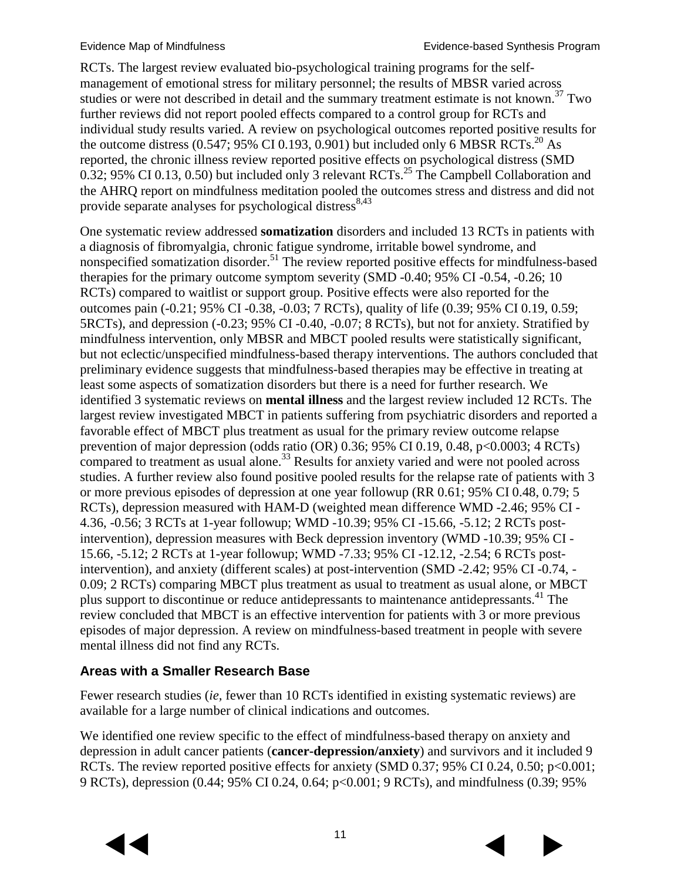RCTs. The largest review evaluated bio-psychological training programs for the self-management of emotional stress for military personnel; the results of MBSR varied across studies or were not described in detail and the summary treatment estimate is not known.[37] Two further reviews did not report pooled effects compared to a control group for RCTs and individual study results varied. A review on psychological outcomes reported positive results for the outcome distress (0.547; 95% CI 0.193, 0.901) but included only 6 MBSR RCTs.[20] As reported, the chronic illness review reported positive effects on psychological distress (SMD 0.32; 95% CI 0.13, 0.50) but included only 3 relevant RCTs.[25] The Campbell Collaboration and the AHRQ report on mindfulness meditation pooled the outcomes stress and distress and did not provide separate analyses for psychological distress[8,43]

One systematic review addressed **somatization** disorders and included 13 RCTs in patients with a diagnosis of fibromyalgia, chronic fatigue syndrome, irritable bowel syndrome, and nonspecified somatization disorder.[51] The review reported positive effects for mindfulness-based therapies for the primary outcome symptom severity (SMD -0.40; 95% CI -0.54, -0.26; 10 RCTs) compared to waitlist or support group. Positive effects were also reported for the outcomes pain (-0.21; 95% CI -0.38, -0.03; 7 RCTs), quality of life (0.39; 95% CI 0.19, 0.59; 5RCTs), and depression (-0.23; 95% CI -0.40, -0.07; 8 RCTs), but not for anxiety. Stratified by mindfulness intervention, only MBSR and MBCT pooled results were statistically significant, but not eclectic/unspecified mindfulness-based therapy interventions. The authors concluded that preliminary evidence suggests that mindfulness-based therapies may be effective in treating at least some aspects of somatization disorders but there is a need for further research. We identified 3 systematic reviews on **mental illness** and the largest review included 12 RCTs. The largest review investigated MBCT in patients suffering from psychiatric disorders and reported a favorable effect of MBCT plus treatment as usual for the primary review outcome relapse prevention of major depression (odds ratio (OR) 0.36; 95% CI 0.19, 0.48, $p<0.0003$; 4 RCTs) compared to treatment as usual alone.[33] Results for anxiety varied and were not pooled across studies. A further review also found positive pooled results for the relapse rate of patients with 3 or more previous episodes of depression at one year followup (RR 0.61; 95% CI 0.48, 0.79; 5 RCTs), depression measured with HAM-D (weighted mean difference WMD -2.46; 95% CI -4.36, -0.56; 3 RCTs at 1-year followup; WMD -10.39; 95% CI -15.66, -5.12; 2 RCTs post-intervention), depression measures with Beck depression inventory (WMD -10.39; 95% CI -15.66, -5.12; 2 RCTs at 1-year followup; WMD -7.33; 95% CI -12.12, -2.54; 6 RCTs post-intervention), and anxiety (different scales) at post-intervention (SMD -2.42; 95% CI -0.74, -0.09; 2 RCTs) comparing MBCT plus treatment as usual to treatment as usual alone, or MBCT plus support to discontinue or reduce antidepressants to maintenance antidepressants.[41] The review concluded that MBCT is an effective intervention for patients with 3 or more previous episodes of major depression. A review on mindfulness-based treatment in people with severe mental illness did not find any RCTs.

### Areas with a Smaller Research Base

Fewer research studies (*ie*, fewer than 10 RCTs identified in existing systematic reviews) are available for a large number of clinical indications and outcomes.

We identified one review specific to the effect of mindfulness-based therapy on anxiety and depression in adult cancer patients (**cancer-depression/anxiety**) and survivors and it included 9 RCTs. The review reported positive effects for anxiety (SMD 0.37; 95% CI 0.24, 0.50; $p<0.001$; 9 RCTs), depression (0.44; 95% CI 0.24, 0.64; $p<0.001$; 9 RCTs), and mindfulness (0.39; 95%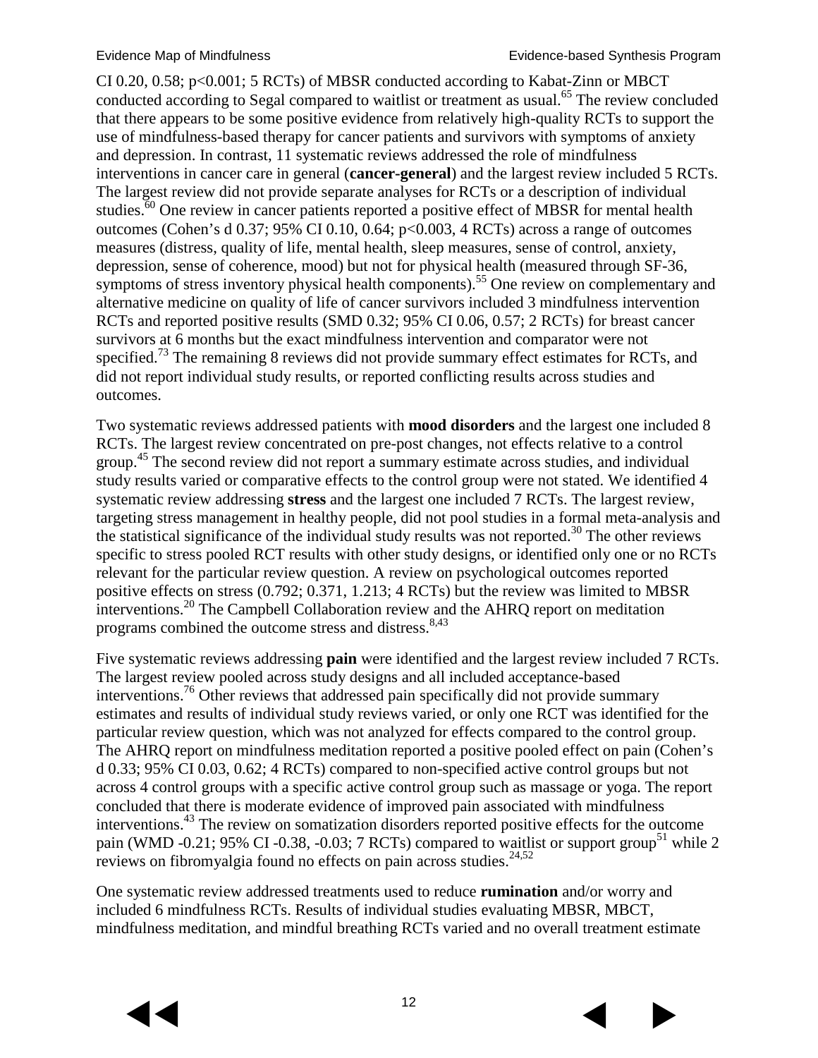CI 0.20, 0.58; p<0.001; 5 RCTs) of MBSR conducted according to Kabat-Zinn or MBCT conducted according to Segal compared to waitlist or treatment as usual.[65] The review concluded that there appears to be some positive evidence from relatively high-quality RCTs to support the use of mindfulness-based therapy for cancer patients and survivors with symptoms of anxiety and depression. In contrast, 11 systematic reviews addressed the role of mindfulness interventions in cancer care in general (**cancer-general**) and the largest review included 5 RCTs. The largest review did not provide separate analyses for RCTs or a description of individual studies.[60] One review in cancer patients reported a positive effect of MBSR for mental health outcomes (Cohen's d 0.37; 95% CI 0.10, 0.64; p<0.003, 4 RCTs) across a range of outcomes measures (distress, quality of life, mental health, sleep measures, sense of control, anxiety, depression, sense of coherence, mood) but not for physical health (measured through SF-36, symptoms of stress inventory physical health components).[55] One review on complementary and alternative medicine on quality of life of cancer survivors included 3 mindfulness intervention RCTs and reported positive results (SMD 0.32; 95% CI 0.06, 0.57; 2 RCTs) for breast cancer survivors at 6 months but the exact mindfulness intervention and comparator were not specified.[73] The remaining 8 reviews did not provide summary effect estimates for RCTs, and did not report individual study results, or reported conflicting results across studies and outcomes.

Two systematic reviews addressed patients with **mood disorders** and the largest one included 8 RCTs. The largest review concentrated on pre-post changes, not effects relative to a control group.[45] The second review did not report a summary estimate across studies, and individual study results varied or comparative effects to the control group were not stated. We identified 4 systematic review addressing **stress** and the largest one included 7 RCTs. The largest review, targeting stress management in healthy people, did not pool studies in a formal meta-analysis and the statistical significance of the individual study results was not reported.[30] The other reviews specific to stress pooled RCT results with other study designs, or identified only one or no RCTs relevant for the particular review question. A review on psychological outcomes reported positive effects on stress (0.792; 0.371, 1.213; 4 RCTs) but the review was limited to MBSR interventions.[20] The Campbell Collaboration review and the AHRQ report on meditation programs combined the outcome stress and distress.[8,43]

Five systematic reviews addressing **pain** were identified and the largest review included 7 RCTs. The largest review pooled across study designs and all included acceptance-based interventions.[76] Other reviews that addressed pain specifically did not provide summary estimates and results of individual study reviews varied, or only one RCT was identified for the particular review question, which was not analyzed for effects compared to the control group. The AHRQ report on mindfulness meditation reported a positive pooled effect on pain (Cohen's d 0.33; 95% CI 0.03, 0.62; 4 RCTs) compared to non-specified active control groups but not across 4 control groups with a specific active control group such as massage or yoga. The report concluded that there is moderate evidence of improved pain associated with mindfulness interventions.[43] The review on somatization disorders reported positive effects for the outcome pain (WMD -0.21; 95% CI -0.38, -0.03; 7 RCTs) compared to waitlist or support group[51] while 2 reviews on fibromyalgia found no effects on pain across studies.[24,52]

One systematic review addressed treatments used to reduce **rumination** and/or worry and included 6 mindfulness RCTs. Results of individual studies evaluating MBSR, MBCT, mindfulness meditation, and mindful breathing RCTs varied and no overall treatment estimate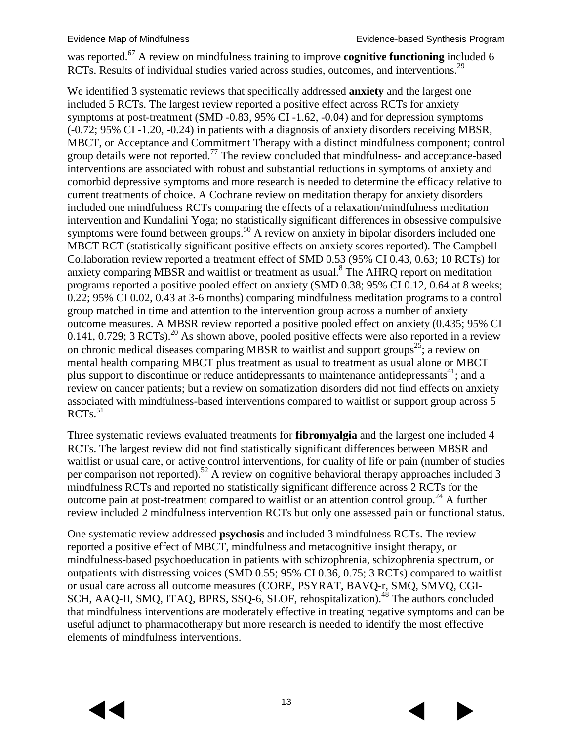was reported.[67] A review on mindfulness training to improve **cognitive functioning** included 6 RCTs. Results of individual studies varied across studies, outcomes, and interventions.[29]

We identified 3 systematic reviews that specifically addressed **anxiety** and the largest one included 5 RCTs. The largest review reported a positive effect across RCTs for anxiety symptoms at post-treatment (SMD -0.83, 95% CI -1.62, -0.04) and for depression symptoms (-0.72; 95% CI -1.20, -0.24) in patients with a diagnosis of anxiety disorders receiving MBSR, MBCT, or Acceptance and Commitment Therapy with a distinct mindfulness component; control group details were not reported.[77] The review concluded that mindfulness- and acceptance-based interventions are associated with robust and substantial reductions in symptoms of anxiety and comorbid depressive symptoms and more research is needed to determine the efficacy relative to current treatments of choice. A Cochrane review on meditation therapy for anxiety disorders included one mindfulness RCTs comparing the effects of a relaxation/mindfulness meditation intervention and Kundalini Yoga; no statistically significant differences in obsessive compulsive symptoms were found between groups.[50] A review on anxiety in bipolar disorders included one MBCT RCT (statistically significant positive effects on anxiety scores reported). The Campbell Collaboration review reported a treatment effect of SMD 0.53 (95% CI 0.43, 0.63; 10 RCTs) for anxiety comparing MBSR and waitlist or treatment as usual.[8] The AHRQ report on meditation programs reported a positive pooled effect on anxiety (SMD 0.38; 95% CI 0.12, 0.64 at 8 weeks; 0.22; 95% CI 0.02, 0.43 at 3-6 months) comparing mindfulness meditation programs to a control group matched in time and attention to the intervention group across a number of anxiety outcome measures. A MBSR review reported a positive pooled effect on anxiety (0.435; 95% CI 0.141, 0.729; 3 RCTs).[20] As shown above, pooled positive effects were also reported in a review on chronic medical diseases comparing MBSR to waitlist and support groups[25]; a review on mental health comparing MBCT plus treatment as usual to treatment as usual alone or MBCT plus support to discontinue or reduce antidepressants to maintenance antidepressants[41]; and a review on cancer patients; but a review on somatization disorders did not find effects on anxiety associated with mindfulness-based interventions compared to waitlist or support group across 5 RCTs.[51]

Three systematic reviews evaluated treatments for **fibromyalgia** and the largest one included 4 RCTs. The largest review did not find statistically significant differences between MBSR and waitlist or usual care, or active control interventions, for quality of life or pain (number of studies per comparison not reported).[52] A review on cognitive behavioral therapy approaches included 3 mindfulness RCTs and reported no statistically significant difference across 2 RCTs for the outcome pain at post-treatment compared to waitlist or an attention control group.[24] A further review included 2 mindfulness intervention RCTs but only one assessed pain or functional status.

One systematic review addressed **psychosis** and included 3 mindfulness RCTs. The review reported a positive effect of MBCT, mindfulness and metacognitive insight therapy, or mindfulness-based psychoeducation in patients with schizophrenia, schizophrenia spectrum, or outpatients with distressing voices (SMD 0.55; 95% CI 0.36, 0.75; 3 RCTs) compared to waitlist or usual care across all outcome measures (CORE, PSYRAT, BAVQ-r, SMQ, SMVQ, CGI-SCH, AAQ-II, SMQ, ITAQ, BPRS, SSQ-6, SLOF, rehospitalization).[48] The authors concluded that mindfulness interventions are moderately effective in treating negative symptoms and can be useful adjunct to pharmacotherapy but more research is needed to identify the most effective elements of mindfulness interventions.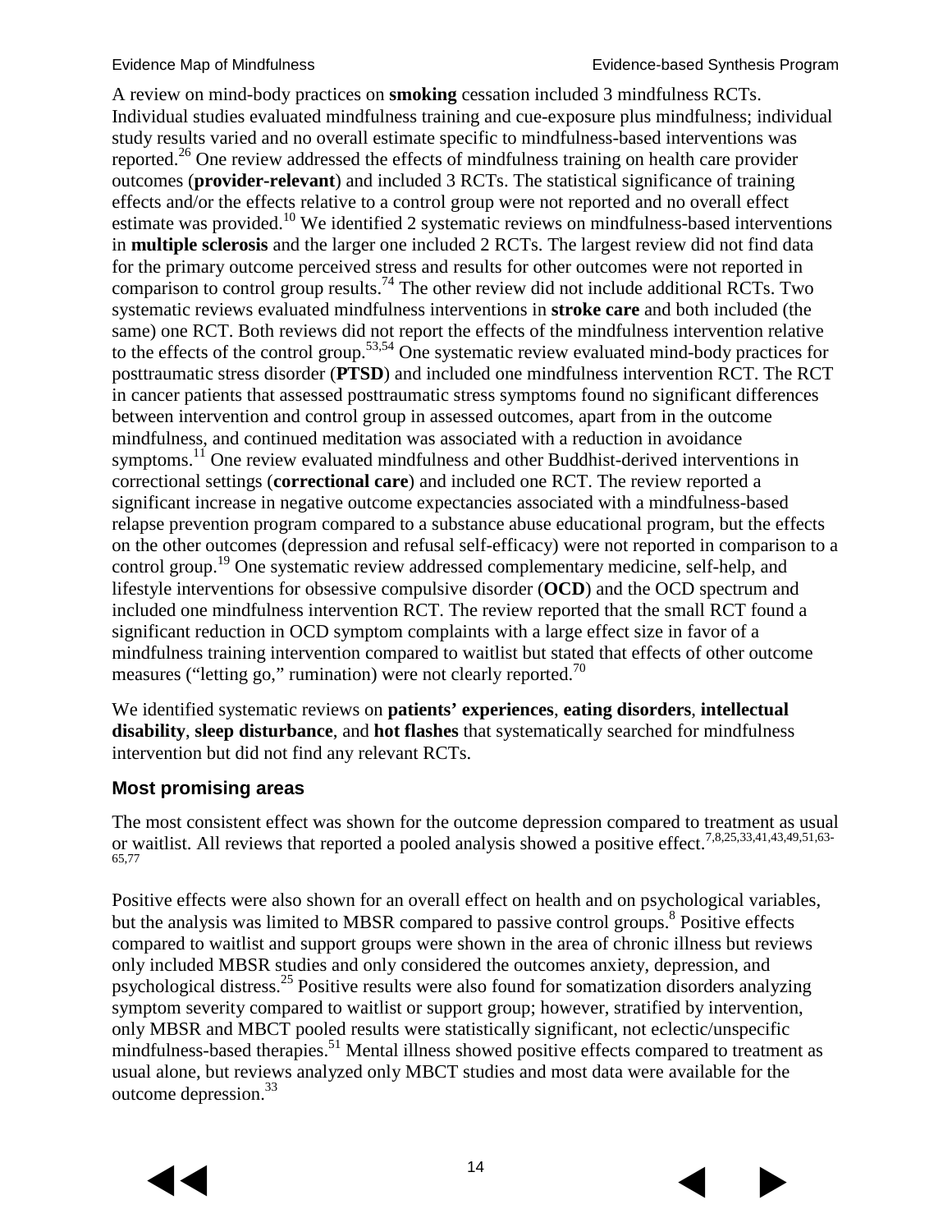A review on mind-body practices on **smoking** cessation included 3 mindfulness RCTs. Individual studies evaluated mindfulness training and cue-exposure plus mindfulness; individual study results varied and no overall estimate specific to mindfulness-based interventions was reported.[26] One review addressed the effects of mindfulness training on health care provider outcomes (**provider-relevant**) and included 3 RCTs. The statistical significance of training effects and/or the effects relative to a control group were not reported and no overall effect estimate was provided.[10] We identified 2 systematic reviews on mindfulness-based interventions in **multiple sclerosis** and the larger one included 2 RCTs. The largest review did not find data for the primary outcome perceived stress and results for other outcomes were not reported in comparison to control group results.[74] The other review did not include additional RCTs. Two systematic reviews evaluated mindfulness interventions in **stroke care** and both included (the same) one RCT. Both reviews did not report the effects of the mindfulness intervention relative to the effects of the control group.[53,54] One systematic review evaluated mind-body practices for posttraumatic stress disorder (**PTSD**) and included one mindfulness intervention RCT. The RCT in cancer patients that assessed posttraumatic stress symptoms found no significant differences between intervention and control group in assessed outcomes, apart from in the outcome mindfulness, and continued meditation was associated with a reduction in avoidance symptoms.[11] One review evaluated mindfulness and other Buddhist-derived interventions in correctional settings (**correctional care**) and included one RCT. The review reported a significant increase in negative outcome expectancies associated with a mindfulness-based relapse prevention program compared to a substance abuse educational program, but the effects on the other outcomes (depression and refusal self-efficacy) were not reported in comparison to a control group.[19] One systematic review addressed complementary medicine, self-help, and lifestyle interventions for obsessive compulsive disorder (**OCD**) and the OCD spectrum and included one mindfulness intervention RCT. The review reported that the small RCT found a significant reduction in OCD symptom complaints with a large effect size in favor of a mindfulness training intervention compared to waitlist but stated that effects of other outcome measures ("letting go," rumination) were not clearly reported.[70]

We identified systematic reviews on **patients' experiences**, **eating disorders**, **intellectual disability**, **sleep disturbance**, and **hot flashes** that systematically searched for mindfulness intervention but did not find any relevant RCTs.

### Most promising areas

The most consistent effect was shown for the outcome depression compared to treatment as usual or waitlist. All reviews that reported a pooled analysis showed a positive effect.[7,8,25,33,41,43,49,51,63-65,77]

Positive effects were also shown for an overall effect on health and on psychological variables, but the analysis was limited to MBSR compared to passive control groups.[8] Positive effects compared to waitlist and support groups were shown in the area of chronic illness but reviews only included MBSR studies and only considered the outcomes anxiety, depression, and psychological distress.[25] Positive results were also found for somatization disorders analyzing symptom severity compared to waitlist or support group; however, stratified by intervention, only MBSR and MBCT pooled results were statistically significant, not eclectic/unspecific mindfulness-based therapies.[51] Mental illness showed positive effects compared to treatment as usual alone, but reviews analyzed only MBCT studies and most data were available for the outcome depression.[33]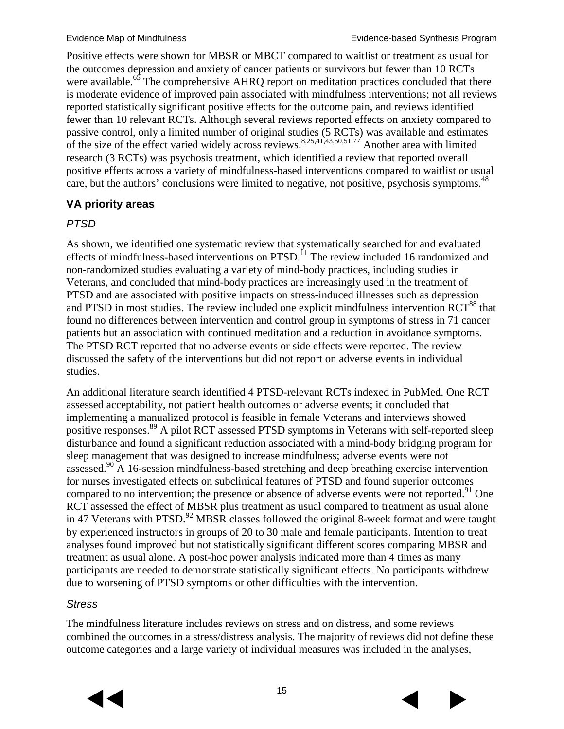Positive effects were shown for MBSR or MBCT compared to waitlist or treatment as usual for the outcomes depression and anxiety of cancer patients or survivors but fewer than 10 RCTs were available.[65] The comprehensive AHRQ report on meditation practices concluded that there is moderate evidence of improved pain associated with mindfulness interventions; not all reviews reported statistically significant positive effects for the outcome pain, and reviews identified fewer than 10 relevant RCTs. Although several reviews reported effects on anxiety compared to passive control, only a limited number of original studies (5 RCTs) was available and estimates of the size of the effect varied widely across reviews.[8,25,41,43,50,51,77] Another area with limited research (3 RCTs) was psychosis treatment, which identified a review that reported overall positive effects across a variety of mindfulness-based interventions compared to waitlist or usual care, but the authors' conclusions were limited to negative, not positive, psychosis symptoms.[48]

### VA priority areas

#### *PTSD*

As shown, we identified one systematic review that systematically searched for and evaluated effects of mindfulness-based interventions on PTSD.[11] The review included 16 randomized and non-randomized studies evaluating a variety of mind-body practices, including studies in Veterans, and concluded that mind-body practices are increasingly used in the treatment of PTSD and are associated with positive impacts on stress-induced illnesses such as depression and PTSD in most studies. The review included one explicit mindfulness intervention RCT[88] that found no differences between intervention and control group in symptoms of stress in 71 cancer patients but an association with continued meditation and a reduction in avoidance symptoms. The PTSD RCT reported that no adverse events or side effects were reported. The review discussed the safety of the interventions but did not report on adverse events in individual studies.

An additional literature search identified 4 PTSD-relevant RCTs indexed in PubMed. One RCT assessed acceptability, not patient health outcomes or adverse events; it concluded that implementing a manualized protocol is feasible in female Veterans and interviews showed positive responses.[89] A pilot RCT assessed PTSD symptoms in Veterans with self-reported sleep disturbance and found a significant reduction associated with a mind-body bridging program for sleep management that was designed to increase mindfulness; adverse events were not assessed.[90] A 16-session mindfulness-based stretching and deep breathing exercise intervention for nurses investigated effects on subclinical features of PTSD and found superior outcomes compared to no intervention; the presence or absence of adverse events were not reported.[91] One RCT assessed the effect of MBSR plus treatment as usual compared to treatment as usual alone in 47 Veterans with PTSD.[92] MBSR classes followed the original 8-week format and were taught by experienced instructors in groups of 20 to 30 male and female participants. Intention to treat analyses found improved but not statistically significant different scores comparing MBSR and treatment as usual alone. A post-hoc power analysis indicated more than 4 times as many participants are needed to demonstrate statistically significant effects. No participants withdrew due to worsening of PTSD symptoms or other difficulties with the intervention.

#### *Stress*

The mindfulness literature includes reviews on stress and on distress, and some reviews combined the outcomes in a stress/distress analysis. The majority of reviews did not define these outcome categories and a large variety of individual measures was included in the analyses,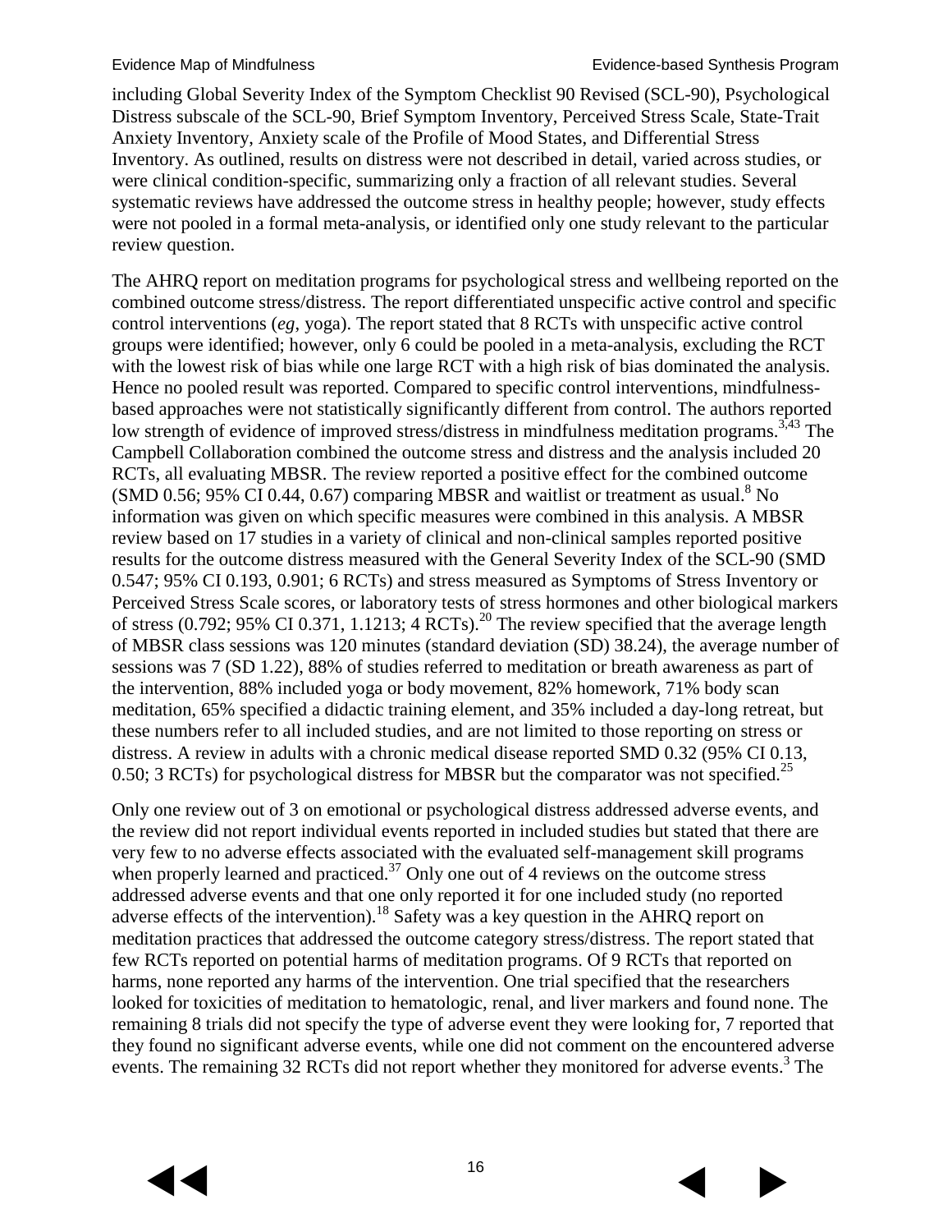including Global Severity Index of the Symptom Checklist 90 Revised (SCL-90), Psychological Distress subscale of the SCL-90, Brief Symptom Inventory, Perceived Stress Scale, State-Trait Anxiety Inventory, Anxiety scale of the Profile of Mood States, and Differential Stress Inventory. As outlined, results on distress were not described in detail, varied across studies, or were clinical condition-specific, summarizing only a fraction of all relevant studies. Several systematic reviews have addressed the outcome stress in healthy people; however, study effects were not pooled in a formal meta-analysis, or identified only one study relevant to the particular review question.

The AHRQ report on meditation programs for psychological stress and wellbeing reported on the combined outcome stress/distress. The report differentiated unspecific active control and specific control interventions (*eg*, yoga). The report stated that 8 RCTs with unspecific active control groups were identified; however, only 6 could be pooled in a meta-analysis, excluding the RCT with the lowest risk of bias while one large RCT with a high risk of bias dominated the analysis. Hence no pooled result was reported. Compared to specific control interventions, mindfulness-based approaches were not statistically significantly different from control. The authors reported low strength of evidence of improved stress/distress in mindfulness meditation programs.[3,43] The Campbell Collaboration combined the outcome stress and distress and the analysis included 20 RCTs, all evaluating MBSR. The review reported a positive effect for the combined outcome (SMD 0.56; 95% CI 0.44, 0.67) comparing MBSR and waitlist or treatment as usual.[8] No information was given on which specific measures were combined in this analysis. A MBSR review based on 17 studies in a variety of clinical and non-clinical samples reported positive results for the outcome distress measured with the General Severity Index of the SCL-90 (SMD 0.547; 95% CI 0.193, 0.901; 6 RCTs) and stress measured as Symptoms of Stress Inventory or Perceived Stress Scale scores, or laboratory tests of stress hormones and other biological markers of stress (0.792; 95% CI 0.371, 1.1213; 4 RCTs).[20] The review specified that the average length of MBSR class sessions was 120 minutes (standard deviation (SD) 38.24), the average number of sessions was 7 (SD 1.22), 88% of studies referred to meditation or breath awareness as part of the intervention, 88% included yoga or body movement, 82% homework, 71% body scan meditation, 65% specified a didactic training element, and 35% included a day-long retreat, but these numbers refer to all included studies, and are not limited to those reporting on stress or distress. A review in adults with a chronic medical disease reported SMD 0.32 (95% CI 0.13, 0.50; 3 RCTs) for psychological distress for MBSR but the comparator was not specified.[25]

Only one review out of 3 on emotional or psychological distress addressed adverse events, and the review did not report individual events reported in included studies but stated that there are very few to no adverse effects associated with the evaluated self-management skill programs when properly learned and practiced.[37] Only one out of 4 reviews on the outcome stress addressed adverse events and that one only reported it for one included study (no reported adverse effects of the intervention).[18] Safety was a key question in the AHRQ report on meditation practices that addressed the outcome category stress/distress. The report stated that few RCTs reported on potential harms of meditation programs. Of 9 RCTs that reported on harms, none reported any harms of the intervention. One trial specified that the researchers looked for toxicities of meditation to hematologic, renal, and liver markers and found none. The remaining 8 trials did not specify the type of adverse event they were looking for, 7 reported that they found no significant adverse events, while one did not comment on the encountered adverse events. The remaining 32 RCTs did not report whether they monitored for adverse events.[3] The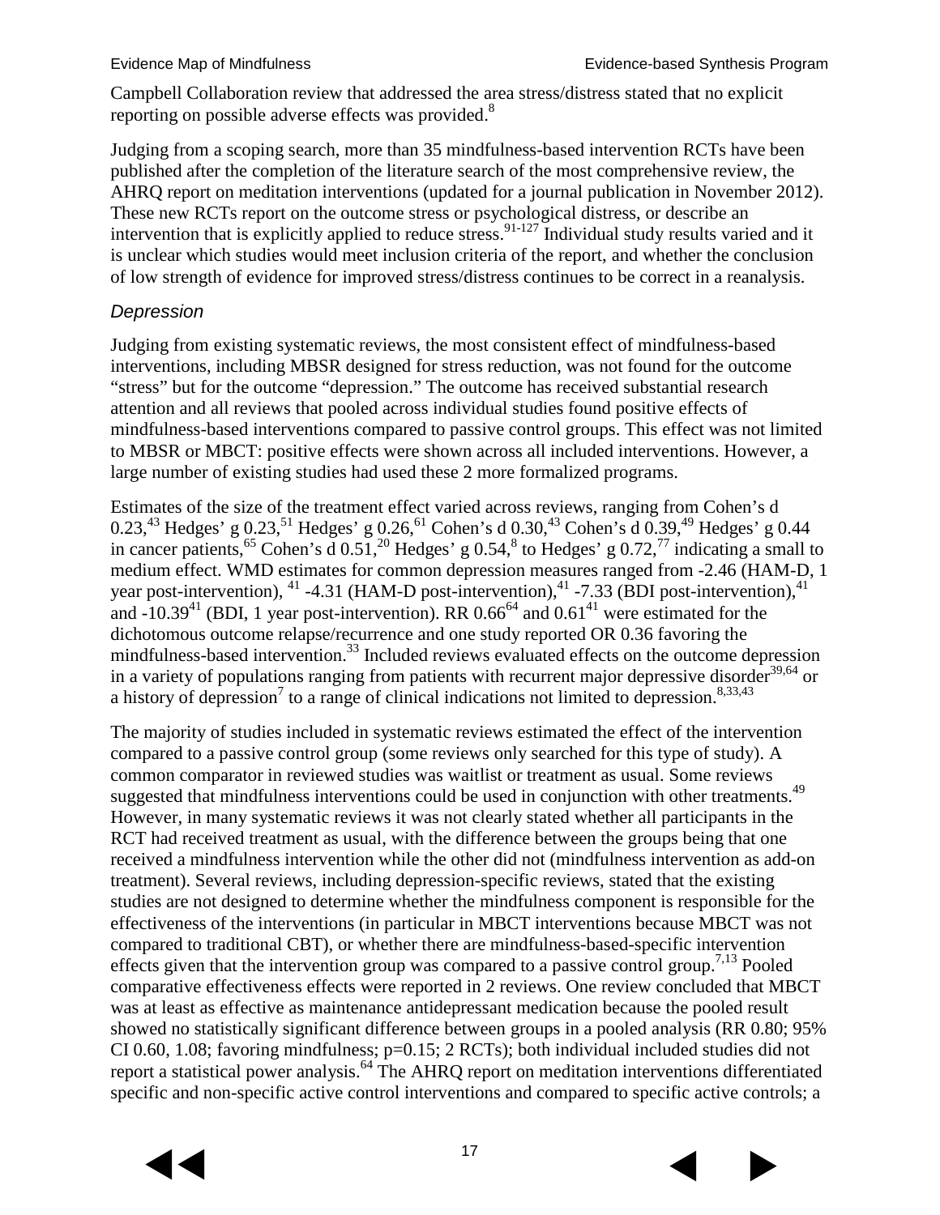Campbell Collaboration review that addressed the area stress/distress stated that no explicit reporting on possible adverse effects was provided.[8]

Judging from a scoping search, more than 35 mindfulness-based intervention RCTs have been published after the completion of the literature search of the most comprehensive review, the AHRQ report on meditation interventions (updated for a journal publication in November 2012). These new RCTs report on the outcome stress or psychological distress, or describe an intervention that is explicitly applied to reduce stress.[91-127] Individual study results varied and it is unclear which studies would meet inclusion criteria of the report, and whether the conclusion of low strength of evidence for improved stress/distress continues to be correct in a reanalysis.

### *Depression*

Judging from existing systematic reviews, the most consistent effect of mindfulness-based interventions, including MBSR designed for stress reduction, was not found for the outcome "stress" but for the outcome "depression." The outcome has received substantial research attention and all reviews that pooled across individual studies found positive effects of mindfulness-based interventions compared to passive control groups. This effect was not limited to MBSR or MBCT: positive effects were shown across all included interventions. However, a large number of existing studies had used these 2 more formalized programs.

Estimates of the size of the treatment effect varied across reviews, ranging from Cohen's d 0.23,[43] Hedges' g 0.23,[51] Hedges' g 0.26,[61] Cohen's d 0.30,[43] Cohen's d 0.39,[49] Hedges' g 0.44 in cancer patients,[65] Cohen's d 0.51,[20] Hedges' g 0.54,[8] to Hedges' g 0.72,[77] indicating a small to medium effect. WMD estimates for common depression measures ranged from -2.46 (HAM-D, 1 year post-intervention), [41] -4.31 (HAM-D post-intervention),[41] -7.33 (BDI post-intervention),[41] and -10.39[41] (BDI, 1 year post-intervention). RR 0.66[64] and 0.61[41] were estimated for the dichotomous outcome relapse/recurrence and one study reported OR 0.36 favoring the mindfulness-based intervention.[33] Included reviews evaluated effects on the outcome depression in a variety of populations ranging from patients with recurrent major depressive disorder[39,64] or a history of depression[7] to a range of clinical indications not limited to depression.[8,33,43]

The majority of studies included in systematic reviews estimated the effect of the intervention compared to a passive control group (some reviews only searched for this type of study). A common comparator in reviewed studies was waitlist or treatment as usual. Some reviews suggested that mindfulness interventions could be used in conjunction with other treatments.[49] However, in many systematic reviews it was not clearly stated whether all participants in the RCT had received treatment as usual, with the difference between the groups being that one received a mindfulness intervention while the other did not (mindfulness intervention as add-on treatment). Several reviews, including depression-specific reviews, stated that the existing studies are not designed to determine whether the mindfulness component is responsible for the effectiveness of the interventions (in particular in MBCT interventions because MBCT was not compared to traditional CBT), or whether there are mindfulness-based-specific intervention effects given that the intervention group was compared to a passive control group.[7,13] Pooled comparative effectiveness effects were reported in 2 reviews. One review concluded that MBCT was at least as effective as maintenance antidepressant medication because the pooled result showed no statistically significant difference between groups in a pooled analysis (RR 0.80; 95% CI 0.60, 1.08; favoring mindfulness; p=0.15; 2 RCTs); both individual included studies did not report a statistical power analysis.[64] The AHRQ report on meditation interventions differentiated specific and non-specific active control interventions and compared to specific active controls; a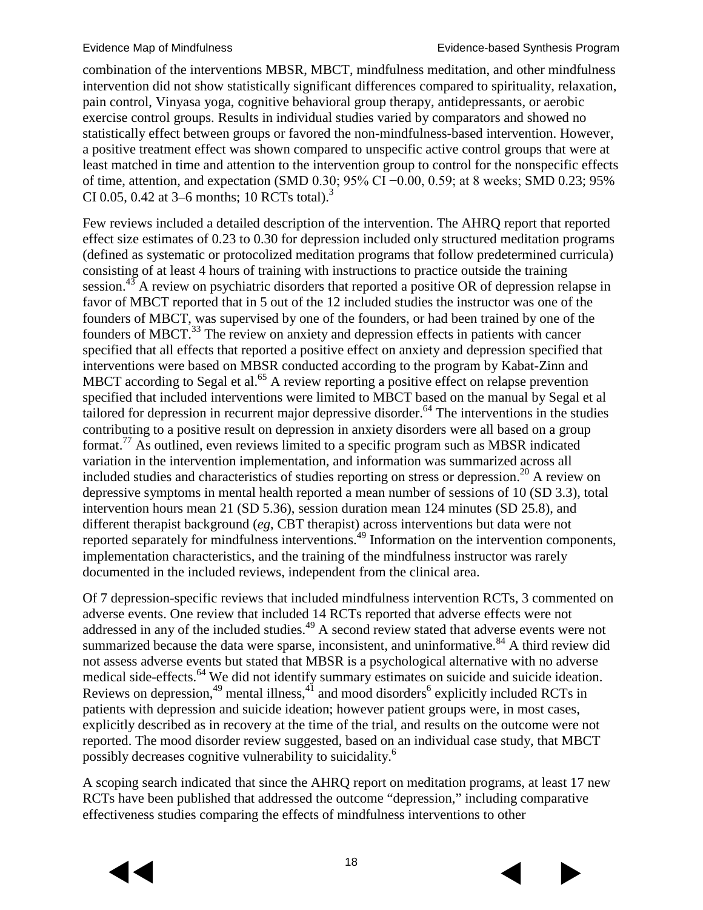combination of the interventions MBSR, MBCT, mindfulness meditation, and other mindfulness intervention did not show statistically significant differences compared to spirituality, relaxation, pain control, Vinyasa yoga, cognitive behavioral group therapy, antidepressants, or aerobic exercise control groups. Results in individual studies varied by comparators and showed no statistically effect between groups or favored the non-mindfulness-based intervention. However, a positive treatment effect was shown compared to unspecific active control groups that were at least matched in time and attention to the intervention group to control for the nonspecific effects of time, attention, and expectation (SMD 0.30; 95% CI −0.00, 0.59; at 8 weeks; SMD 0.23; 95% CI 0.05, 0.42 at 3–6 months; 10 RCTs total).[3]

Few reviews included a detailed description of the intervention. The AHRQ report that reported effect size estimates of 0.23 to 0.30 for depression included only structured meditation programs (defined as systematic or protocolized meditation programs that follow predetermined curricula) consisting of at least 4 hours of training with instructions to practice outside the training session.[43] A review on psychiatric disorders that reported a positive OR of depression relapse in favor of MBCT reported that in 5 out of the 12 included studies the instructor was one of the founders of MBCT, was supervised by one of the founders, or had been trained by one of the founders of MBCT.[33] The review on anxiety and depression effects in patients with cancer specified that all effects that reported a positive effect on anxiety and depression specified that interventions were based on MBSR conducted according to the program by Kabat-Zinn and MBCT according to Segal et al.[65] A review reporting a positive effect on relapse prevention specified that included interventions were limited to MBCT based on the manual by Segal et al tailored for depression in recurrent major depressive disorder.[64] The interventions in the studies contributing to a positive result on depression in anxiety disorders were all based on a group format.[77] As outlined, even reviews limited to a specific program such as MBSR indicated variation in the intervention implementation, and information was summarized across all included studies and characteristics of studies reporting on stress or depression.[20] A review on depressive symptoms in mental health reported a mean number of sessions of 10 (SD 3.3), total intervention hours mean 21 (SD 5.36), session duration mean 124 minutes (SD 25.8), and different therapist background (*eg*, CBT therapist) across interventions but data were not reported separately for mindfulness interventions.[49] Information on the intervention components, implementation characteristics, and the training of the mindfulness instructor was rarely documented in the included reviews, independent from the clinical area.

Of 7 depression-specific reviews that included mindfulness intervention RCTs, 3 commented on adverse events. One review that included 14 RCTs reported that adverse effects were not addressed in any of the included studies.[49] A second review stated that adverse events were not summarized because the data were sparse, inconsistent, and uninformative.[84] A third review did not assess adverse events but stated that MBSR is a psychological alternative with no adverse medical side-effects.[64] We did not identify summary estimates on suicide and suicide ideation. Reviews on depression,[49] mental illness,[41] and mood disorders[6] explicitly included RCTs in patients with depression and suicide ideation; however patient groups were, in most cases, explicitly described as in recovery at the time of the trial, and results on the outcome were not reported. The mood disorder review suggested, based on an individual case study, that MBCT possibly decreases cognitive vulnerability to suicidality.[6]

A scoping search indicated that since the AHRQ report on meditation programs, at least 17 new RCTs have been published that addressed the outcome "depression," including comparative effectiveness studies comparing the effects of mindfulness interventions to other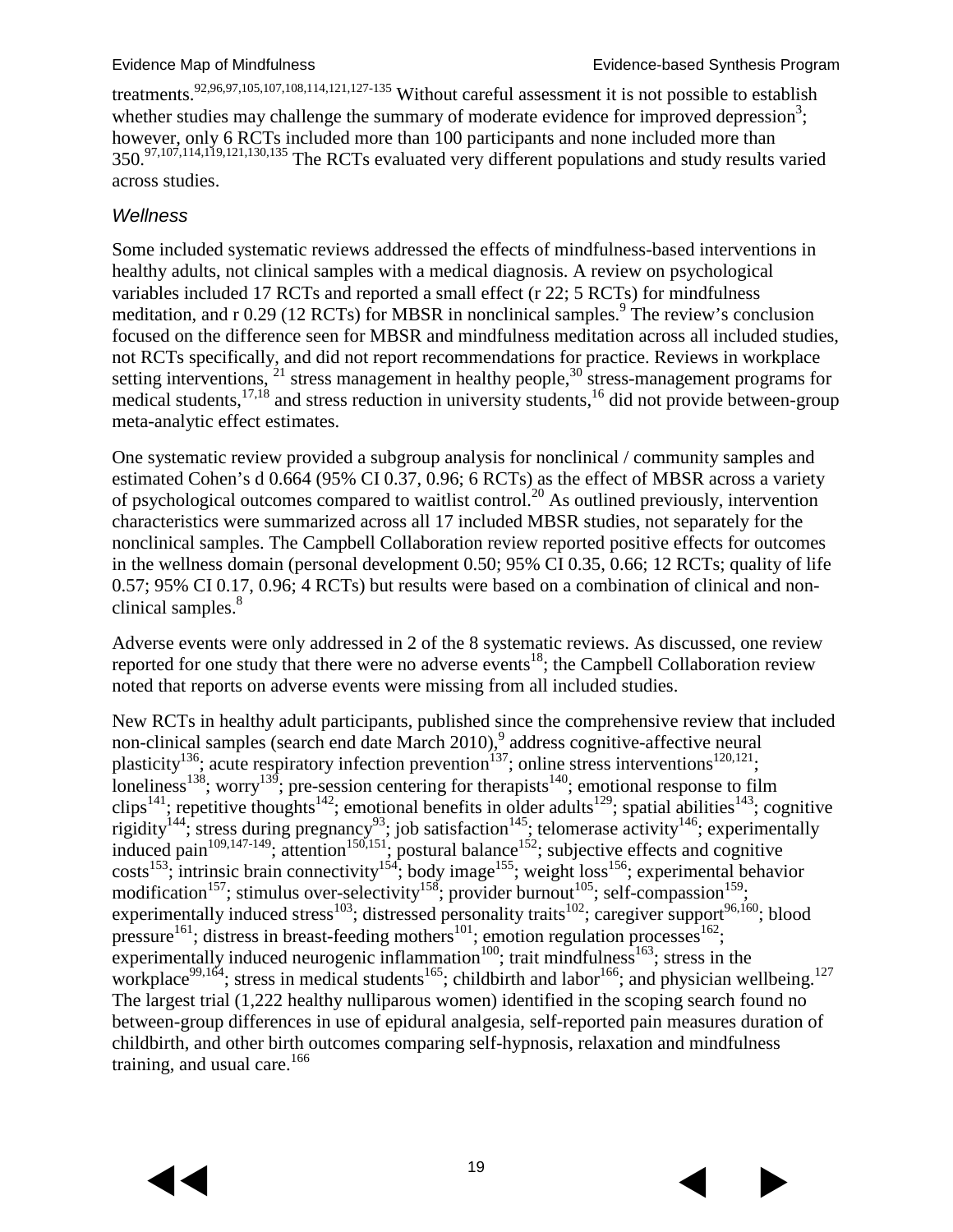treatments.[92,96,97,105,107,108,114,121,127-135] Without careful assessment it is not possible to establish whether studies may challenge the summary of moderate evidence for improved depression[3]; however, only 6 RCTs included more than 100 participants and none included more than 350.[97,107,114,119,121,130,135] The RCTs evaluated very different populations and study results varied across studies.

### *Wellness*

Some included systematic reviews addressed the effects of mindfulness-based interventions in healthy adults, not clinical samples with a medical diagnosis. A review on psychological variables included 17 RCTs and reported a small effect (r 22; 5 RCTs) for mindfulness meditation, and r 0.29 (12 RCTs) for MBSR in nonclinical samples.[9] The review's conclusion focused on the difference seen for MBSR and mindfulness meditation across all included studies, not RCTs specifically, and did not report recommendations for practice. Reviews in workplace setting interventions, [21] stress management in healthy people,[30] stress-management programs for medical students,[17,18] and stress reduction in university students,[16] did not provide between-group meta-analytic effect estimates.

One systematic review provided a subgroup analysis for nonclinical / community samples and estimated Cohen's d 0.664 (95% CI 0.37, 0.96; 6 RCTs) as the effect of MBSR across a variety of psychological outcomes compared to waitlist control.[20] As outlined previously, intervention characteristics were summarized across all 17 included MBSR studies, not separately for the nonclinical samples. The Campbell Collaboration review reported positive effects for outcomes in the wellness domain (personal development 0.50; 95% CI 0.35, 0.66; 12 RCTs; quality of life 0.57; 95% CI 0.17, 0.96; 4 RCTs) but results were based on a combination of clinical and non-clinical samples.[8]

Adverse events were only addressed in 2 of the 8 systematic reviews. As discussed, one review reported for one study that there were no adverse events[18]; the Campbell Collaboration review noted that reports on adverse events were missing from all included studies.

New RCTs in healthy adult participants, published since the comprehensive review that included non-clinical samples (search end date March 2010),[9] address cognitive-affective neural plasticity[136]; acute respiratory infection prevention[137]; online stress interventions[120,121]; loneliness[138]; worry[139]; pre-session centering for therapists[140]; emotional response to film clips[141]; repetitive thoughts[142]; emotional benefits in older adults[129]; spatial abilities[143]; cognitive rigidity[144]; stress during pregnancy[93]; job satisfaction[145]; telomerase activity[146]; experimentally induced pain[109,147-149]; attention[150,151]; postural balance[152]; subjective effects and cognitive costs[153]; intrinsic brain connectivity[154]; body image[155]; weight loss[156]; experimental behavior modification[157]; stimulus over-selectivity[158]; provider burnout[105]; self-compassion[159]; experimentally induced stress[103]; distressed personality traits[102]; caregiver support[96,160]; blood pressure[161]; distress in breast-feeding mothers[101]; emotion regulation processes[162]; experimentally induced neurogenic inflammation[100]; trait mindfulness[163]; stress in the workplace[99,164]; stress in medical students[165]; childbirth and labor[166]; and physician wellbeing.[127] The largest trial (1,222 healthy nulliparous women) identified in the scoping search found no between-group differences in use of epidural analgesia, self-reported pain measures duration of childbirth, and other birth outcomes comparing self-hypnosis, relaxation and mindfulness training, and usual care.[166]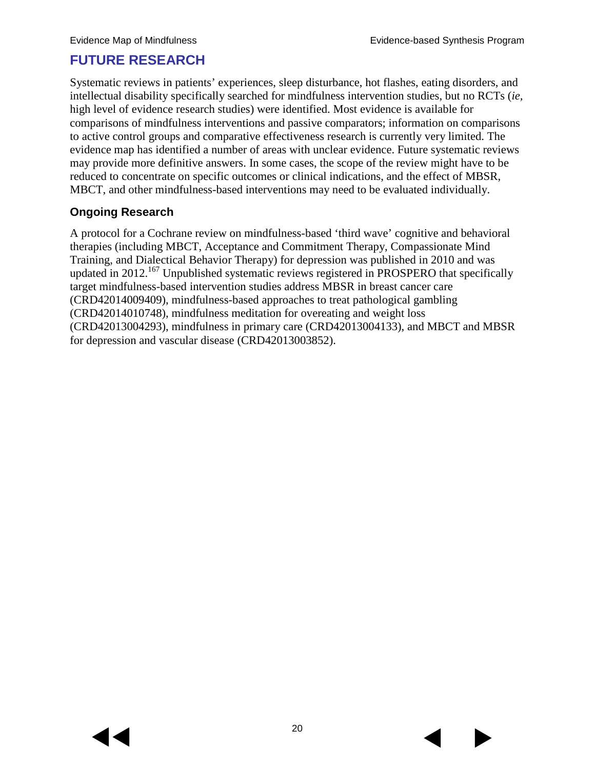# FUTURE RESEARCH

Systematic reviews in patients' experiences, sleep disturbance, hot flashes, eating disorders, and intellectual disability specifically searched for mindfulness intervention studies, but no RCTs (*ie*, high level of evidence research studies) were identified. Most evidence is available for comparisons of mindfulness interventions and passive comparators; information on comparisons to active control groups and comparative effectiveness research is currently very limited. The evidence map has identified a number of areas with unclear evidence. Future systematic reviews may provide more definitive answers. In some cases, the scope of the review might have to be reduced to concentrate on specific outcomes or clinical indications, and the effect of MBSR, MBCT, and other mindfulness-based interventions may need to be evaluated individually.

## Ongoing Research

A protocol for a Cochrane review on mindfulness-based 'third wave' cognitive and behavioral therapies (including MBCT, Acceptance and Commitment Therapy, Compassionate Mind Training, and Dialectical Behavior Therapy) for depression was published in 2010 and was updated in 2012.[167] Unpublished systematic reviews registered in PROSPERO that specifically target mindfulness-based intervention studies address MBSR in breast cancer care (CRD42014009409), mindfulness-based approaches to treat pathological gambling (CRD42014010748), mindfulness meditation for overeating and weight loss (CRD42013004293), mindfulness in primary care (CRD42013004133), and MBCT and MBSR for depression and vascular disease (CRD42013003852).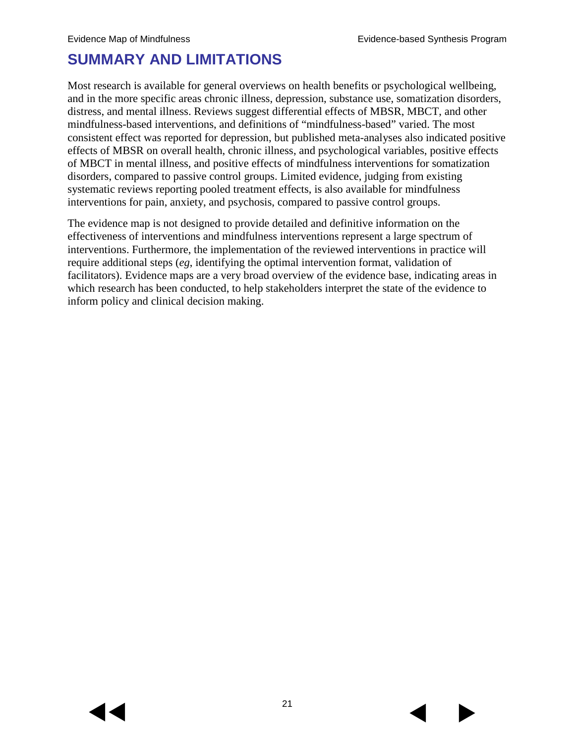## SUMMARY AND LIMITATIONS

Most research is available for general overviews on health benefits or psychological wellbeing, and in the more specific areas chronic illness, depression, substance use, somatization disorders, distress, and mental illness. Reviews suggest differential effects of MBSR, MBCT, and other mindfulness-based interventions, and definitions of "mindfulness-based" varied. The most consistent effect was reported for depression, but published meta-analyses also indicated positive effects of MBSR on overall health, chronic illness, and psychological variables, positive effects of MBCT in mental illness, and positive effects of mindfulness interventions for somatization disorders, compared to passive control groups. Limited evidence, judging from existing systematic reviews reporting pooled treatment effects, is also available for mindfulness interventions for pain, anxiety, and psychosis, compared to passive control groups.

The evidence map is not designed to provide detailed and definitive information on the effectiveness of interventions and mindfulness interventions represent a large spectrum of interventions. Furthermore, the implementation of the reviewed interventions in practice will require additional steps (*eg*, identifying the optimal intervention format, validation of facilitators). Evidence maps are a very broad overview of the evidence base, indicating areas in which research has been conducted, to help stakeholders interpret the state of the evidence to inform policy and clinical decision making.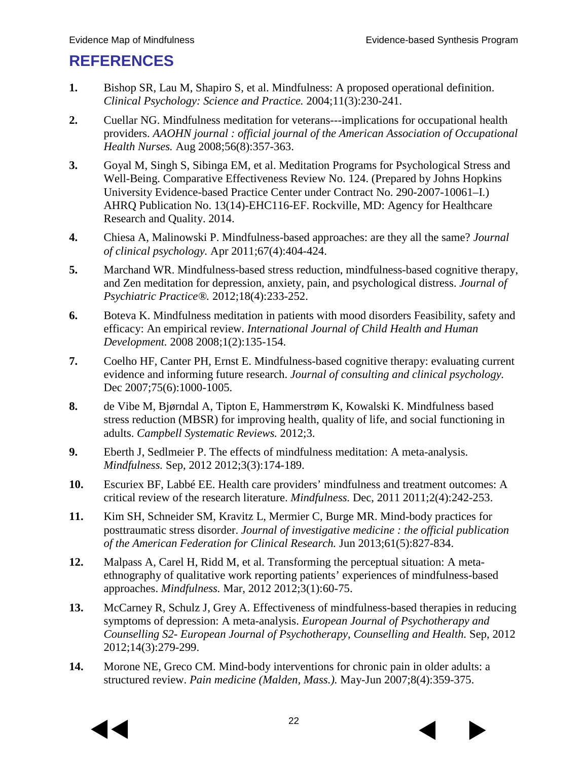# REFERENCES

1. Bishop SR, Lau M, Shapiro S, et al. Mindfulness: A proposed operational definition. *Clinical Psychology: Science and Practice.* 2004;11(3):230-241.

2. Cuellar NG. Mindfulness meditation for veterans---implications for occupational health providers. *AAOHN journal : official journal of the American Association of Occupational Health Nurses.* Aug 2008;56(8):357-363.

3. Goyal M, Singh S, Sibinga EM, et al. Meditation Programs for Psychological Stress and Well-Being. Comparative Effectiveness Review No. 124. (Prepared by Johns Hopkins University Evidence-based Practice Center under Contract No. 290-2007-10061–I.) AHRQ Publication No. 13(14)-EHC116-EF. Rockville, MD: Agency for Healthcare Research and Quality. 2014.

4. Chiesa A, Malinowski P. Mindfulness-based approaches: are they all the same? *Journal of clinical psychology.* Apr 2011;67(4):404-424.

5. Marchand WR. Mindfulness-based stress reduction, mindfulness-based cognitive therapy, and Zen meditation for depression, anxiety, pain, and psychological distress. *Journal of Psychiatric Practice®.* 2012;18(4):233-252.

6. Boteva K. Mindfulness meditation in patients with mood disorders Feasibility, safety and efficacy: An empirical review. *International Journal of Child Health and Human Development.* 2008 2008;1(2):135-154.

7. Coelho HF, Canter PH, Ernst E. Mindfulness-based cognitive therapy: evaluating current evidence and informing future research. *Journal of consulting and clinical psychology.* Dec 2007;75(6):1000-1005.

8. de Vibe M, Bjørndal A, Tipton E, Hammerstrøm K, Kowalski K. Mindfulness based stress reduction (MBSR) for improving health, quality of life, and social functioning in adults. *Campbell Systematic Reviews.* 2012;3.

9. Eberth J, Sedlmeier P. The effects of mindfulness meditation: A meta-analysis. *Mindfulness.* Sep, 2012 2012;3(3):174-189.

10. Escuriex BF, Labbé EE. Health care providers' mindfulness and treatment outcomes: A critical review of the research literature. *Mindfulness.* Dec, 2011 2011;2(4):242-253.

11. Kim SH, Schneider SM, Kravitz L, Mermier C, Burge MR. Mind-body practices for posttraumatic stress disorder. *Journal of investigative medicine : the official publication of the American Federation for Clinical Research.* Jun 2013;61(5):827-834.

12. Malpass A, Carel H, Ridd M, et al. Transforming the perceptual situation: A meta-ethnography of qualitative work reporting patients' experiences of mindfulness-based approaches. *Mindfulness.* Mar, 2012 2012;3(1):60-75.

13. McCarney R, Schulz J, Grey A. Effectiveness of mindfulness-based therapies in reducing symptoms of depression: A meta-analysis. *European Journal of Psychotherapy and Counselling S2- European Journal of Psychotherapy, Counselling and Health.* Sep, 2012 2012;14(3):279-299.

14. Morone NE, Greco CM. Mind-body interventions for chronic pain in older adults: a structured review. *Pain medicine (Malden, Mass.).* May-Jun 2007;8(4):359-375.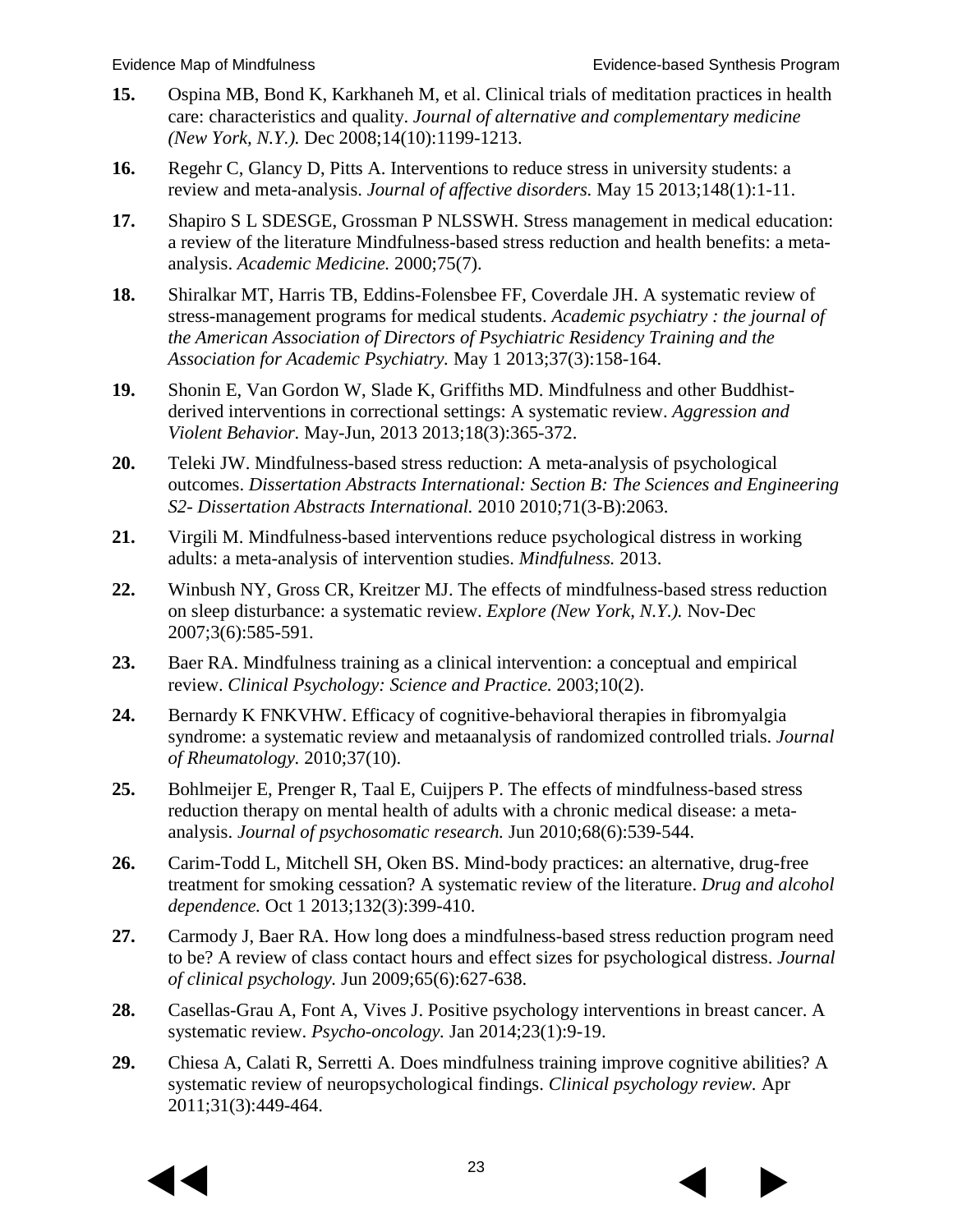**15.** Ospina MB, Bond K, Karkhaneh M, et al. Clinical trials of meditation practices in health care: characteristics and quality. *Journal of alternative and complementary medicine (New York, N.Y.).* Dec 2008;14(10):1199-1213.

**16.** Regehr C, Glancy D, Pitts A. Interventions to reduce stress in university students: a review and meta-analysis. *Journal of affective disorders.* May 15 2013;148(1):1-11.

**17.** Shapiro S L SDESGE, Grossman P NLSSWH. Stress management in medical education: a review of the literature Mindfulness-based stress reduction and health benefits: a meta-analysis. *Academic Medicine.* 2000;75(7).

**18.** Shiralkar MT, Harris TB, Eddins-Folensbee FF, Coverdale JH. A systematic review of stress-management programs for medical students. *Academic psychiatry : the journal of the American Association of Directors of Psychiatric Residency Training and the Association for Academic Psychiatry.* May 1 2013;37(3):158-164.

**19.** Shonin E, Van Gordon W, Slade K, Griffiths MD. Mindfulness and other Buddhist-derived interventions in correctional settings: A systematic review. *Aggression and Violent Behavior.* May-Jun, 2013 2013;18(3):365-372.

**20.** Teleki JW. Mindfulness-based stress reduction: A meta-analysis of psychological outcomes. *Dissertation Abstracts International: Section B: The Sciences and Engineering S2- Dissertation Abstracts International.* 2010 2010;71(3-B):2063.

**21.** Virgili M. Mindfulness-based interventions reduce psychological distress in working adults: a meta-analysis of intervention studies. *Mindfulness.* 2013.

**22.** Winbush NY, Gross CR, Kreitzer MJ. The effects of mindfulness-based stress reduction on sleep disturbance: a systematic review. *Explore (New York, N.Y.).* Nov-Dec 2007;3(6):585-591.

**23.** Baer RA. Mindfulness training as a clinical intervention: a conceptual and empirical review. *Clinical Psychology: Science and Practice.* 2003;10(2).

**24.** Bernardy K FNKVHW. Efficacy of cognitive-behavioral therapies in fibromyalgia syndrome: a systematic review and metaanalysis of randomized controlled trials. *Journal of Rheumatology.* 2010;37(10).

**25.** Bohlmeijer E, Prenger R, Taal E, Cuijpers P. The effects of mindfulness-based stress reduction therapy on mental health of adults with a chronic medical disease: a meta-analysis. *Journal of psychosomatic research.* Jun 2010;68(6):539-544.

**26.** Carim-Todd L, Mitchell SH, Oken BS. Mind-body practices: an alternative, drug-free treatment for smoking cessation? A systematic review of the literature. *Drug and alcohol dependence.* Oct 1 2013;132(3):399-410.

**27.** Carmody J, Baer RA. How long does a mindfulness-based stress reduction program need to be? A review of class contact hours and effect sizes for psychological distress. *Journal of clinical psychology.* Jun 2009;65(6):627-638.

**28.** Casellas-Grau A, Font A, Vives J. Positive psychology interventions in breast cancer. A systematic review. *Psycho-oncology.* Jan 2014;23(1):9-19.

**29.** Chiesa A, Calati R, Serretti A. Does mindfulness training improve cognitive abilities? A systematic review of neuropsychological findings. *Clinical psychology review.* Apr 2011;31(3):449-464.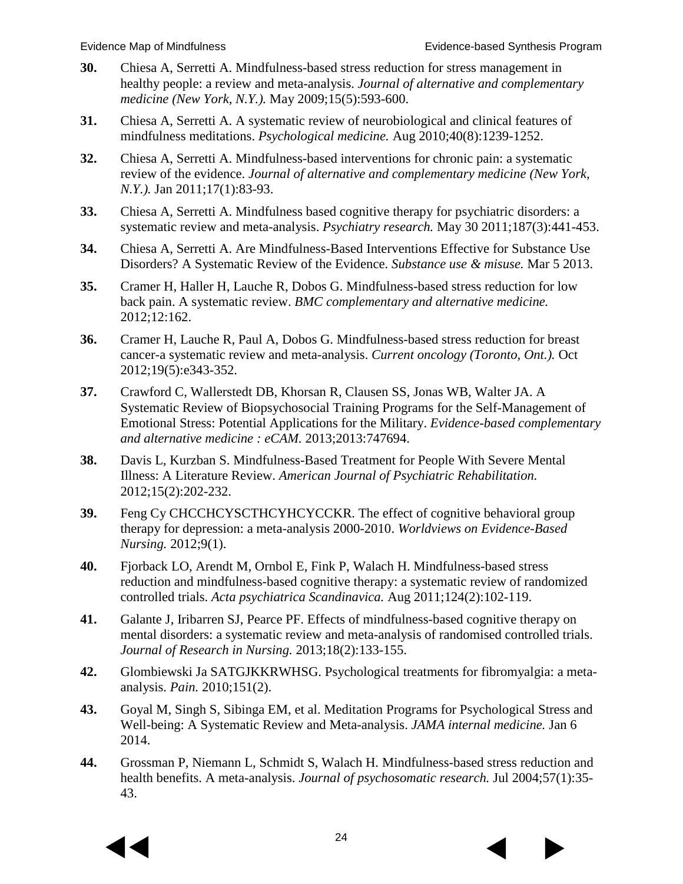**30.** Chiesa A, Serretti A. Mindfulness-based stress reduction for stress management in healthy people: a review and meta-analysis. *Journal of alternative and complementary medicine (New York, N.Y.).* May 2009;15(5):593-600.

**31.** Chiesa A, Serretti A. A systematic review of neurobiological and clinical features of mindfulness meditations. *Psychological medicine.* Aug 2010;40(8):1239-1252.

**32.** Chiesa A, Serretti A. Mindfulness-based interventions for chronic pain: a systematic review of the evidence. *Journal of alternative and complementary medicine (New York, N.Y.).* Jan 2011;17(1):83-93.

**33.** Chiesa A, Serretti A. Mindfulness based cognitive therapy for psychiatric disorders: a systematic review and meta-analysis. *Psychiatry research.* May 30 2011;187(3):441-453.

**34.** Chiesa A, Serretti A. Are Mindfulness-Based Interventions Effective for Substance Use Disorders? A Systematic Review of the Evidence. *Substance use & misuse.* Mar 5 2013.

**35.** Cramer H, Haller H, Lauche R, Dobos G. Mindfulness-based stress reduction for low back pain. A systematic review. *BMC complementary and alternative medicine.* 2012;12:162.

**36.** Cramer H, Lauche R, Paul A, Dobos G. Mindfulness-based stress reduction for breast cancer-a systematic review and meta-analysis. *Current oncology (Toronto, Ont.).* Oct 2012;19(5):e343-352.

**37.** Crawford C, Wallerstedt DB, Khorsan R, Clausen SS, Jonas WB, Walter JA. A Systematic Review of Biopsychosocial Training Programs for the Self-Management of Emotional Stress: Potential Applications for the Military. *Evidence-based complementary and alternative medicine : eCAM.* 2013;2013:747694.

**38.** Davis L, Kurzban S. Mindfulness-Based Treatment for People With Severe Mental Illness: A Literature Review. *American Journal of Psychiatric Rehabilitation.* 2012;15(2):202-232.

**39.** Feng Cy CHCCHCYSCTHCYHCYCCKR. The effect of cognitive behavioral group therapy for depression: a meta-analysis 2000-2010. *Worldviews on Evidence-Based Nursing.* 2012;9(1).

**40.** Fjorback LO, Arendt M, Ornbol E, Fink P, Walach H. Mindfulness-based stress reduction and mindfulness-based cognitive therapy: a systematic review of randomized controlled trials. *Acta psychiatrica Scandinavica.* Aug 2011;124(2):102-119.

**41.** Galante J, Iribarren SJ, Pearce PF. Effects of mindfulness-based cognitive therapy on mental disorders: a systematic review and meta-analysis of randomised controlled trials. *Journal of Research in Nursing.* 2013;18(2):133-155.

**42.** Glombiewski Ja SATGJKKRWHSG. Psychological treatments for fibromyalgia: a meta-analysis. *Pain.* 2010;151(2).

**43.** Goyal M, Singh S, Sibinga EM, et al. Meditation Programs for Psychological Stress and Well-being: A Systematic Review and Meta-analysis. *JAMA internal medicine.* Jan 6 2014.

**44.** Grossman P, Niemann L, Schmidt S, Walach H. Mindfulness-based stress reduction and health benefits. A meta-analysis. *Journal of psychosomatic research.* Jul 2004;57(1):35-43.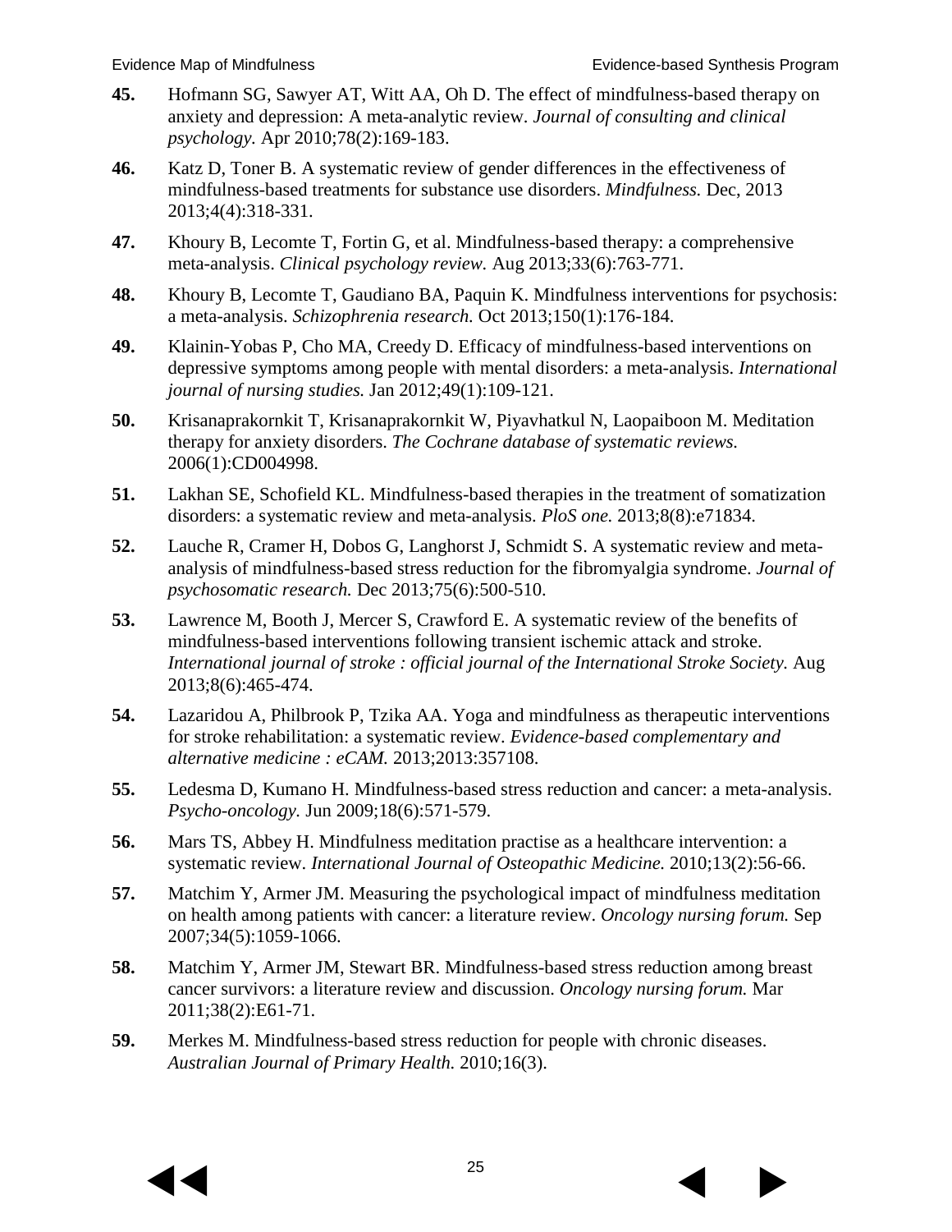**45.** Hofmann SG, Sawyer AT, Witt AA, Oh D. The effect of mindfulness-based therapy on anxiety and depression: A meta-analytic review. *Journal of consulting and clinical psychology.* Apr 2010;78(2):169-183.

**46.** Katz D, Toner B. A systematic review of gender differences in the effectiveness of mindfulness-based treatments for substance use disorders. *Mindfulness.* Dec, 2013 2013;4(4):318-331.

**47.** Khoury B, Lecomte T, Fortin G, et al. Mindfulness-based therapy: a comprehensive meta-analysis. *Clinical psychology review.* Aug 2013;33(6):763-771.

**48.** Khoury B, Lecomte T, Gaudiano BA, Paquin K. Mindfulness interventions for psychosis: a meta-analysis. *Schizophrenia research.* Oct 2013;150(1):176-184.

**49.** Klainin-Yobas P, Cho MA, Creedy D. Efficacy of mindfulness-based interventions on depressive symptoms among people with mental disorders: a meta-analysis. *International journal of nursing studies.* Jan 2012;49(1):109-121.

**50.** Krisanaprakornkit T, Krisanaprakornkit W, Piyavhatkul N, Laopaiboon M. Meditation therapy for anxiety disorders. *The Cochrane database of systematic reviews.* 2006(1):CD004998.

**51.** Lakhan SE, Schofield KL. Mindfulness-based therapies in the treatment of somatization disorders: a systematic review and meta-analysis. *PloS one.* 2013;8(8):e71834.

**52.** Lauche R, Cramer H, Dobos G, Langhorst J, Schmidt S. A systematic review and meta-analysis of mindfulness-based stress reduction for the fibromyalgia syndrome. *Journal of psychosomatic research.* Dec 2013;75(6):500-510.

**53.** Lawrence M, Booth J, Mercer S, Crawford E. A systematic review of the benefits of mindfulness-based interventions following transient ischemic attack and stroke. *International journal of stroke : official journal of the International Stroke Society.* Aug 2013;8(6):465-474.

**54.** Lazaridou A, Philbrook P, Tzika AA. Yoga and mindfulness as therapeutic interventions for stroke rehabilitation: a systematic review. *Evidence-based complementary and alternative medicine : eCAM.* 2013;2013:357108.

**55.** Ledesma D, Kumano H. Mindfulness-based stress reduction and cancer: a meta-analysis. *Psycho-oncology.* Jun 2009;18(6):571-579.

**56.** Mars TS, Abbey H. Mindfulness meditation practise as a healthcare intervention: a systematic review. *International Journal of Osteopathic Medicine.* 2010;13(2):56-66.

**57.** Matchim Y, Armer JM. Measuring the psychological impact of mindfulness meditation on health among patients with cancer: a literature review. *Oncology nursing forum.* Sep 2007;34(5):1059-1066.

**58.** Matchim Y, Armer JM, Stewart BR. Mindfulness-based stress reduction among breast cancer survivors: a literature review and discussion. *Oncology nursing forum.* Mar 2011;38(2):E61-71.

**59.** Merkes M. Mindfulness-based stress reduction for people with chronic diseases. *Australian Journal of Primary Health.* 2010;16(3).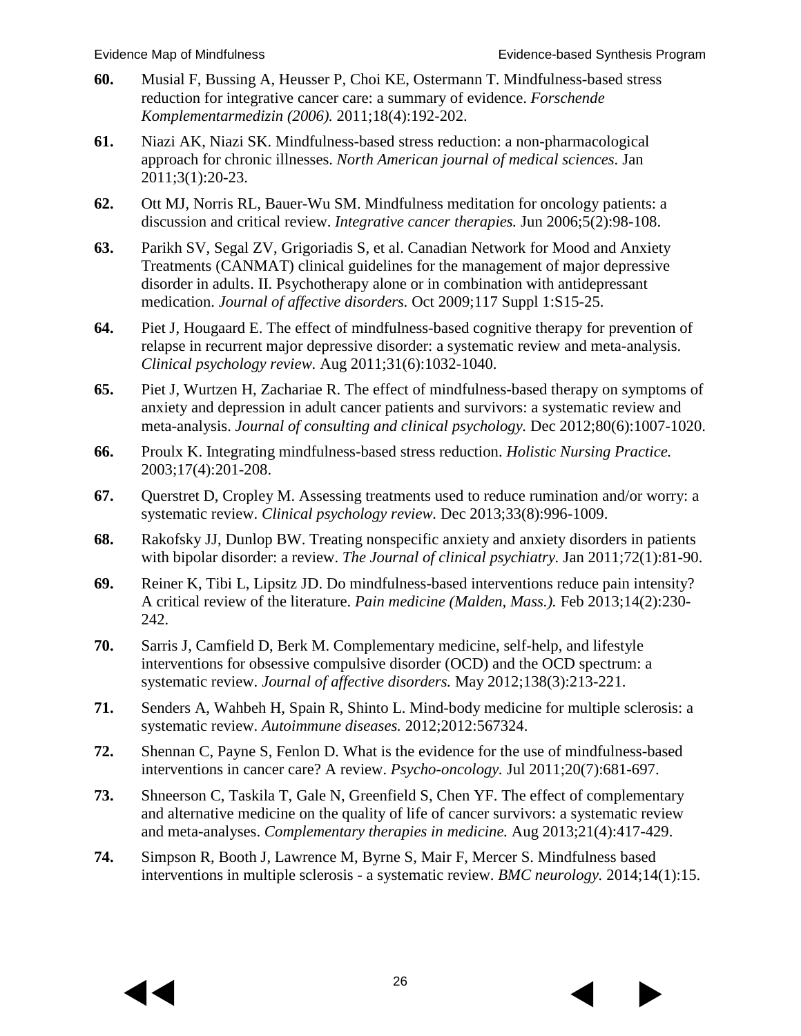**60.** Musial F, Bussing A, Heusser P, Choi KE, Ostermann T. Mindfulness-based stress reduction for integrative cancer care: a summary of evidence. *Forschende Komplementarmedizin (2006).* 2011;18(4):192-202.

**61.** Niazi AK, Niazi SK. Mindfulness-based stress reduction: a non-pharmacological approach for chronic illnesses. *North American journal of medical sciences.* Jan 2011;3(1):20-23.

**62.** Ott MJ, Norris RL, Bauer-Wu SM. Mindfulness meditation for oncology patients: a discussion and critical review. *Integrative cancer therapies.* Jun 2006;5(2):98-108.

**63.** Parikh SV, Segal ZV, Grigoriadis S, et al. Canadian Network for Mood and Anxiety Treatments (CANMAT) clinical guidelines for the management of major depressive disorder in adults. II. Psychotherapy alone or in combination with antidepressant medication. *Journal of affective disorders.* Oct 2009;117 Suppl 1:S15-25.

**64.** Piet J, Hougaard E. The effect of mindfulness-based cognitive therapy for prevention of relapse in recurrent major depressive disorder: a systematic review and meta-analysis. *Clinical psychology review.* Aug 2011;31(6):1032-1040.

**65.** Piet J, Wurtzen H, Zachariae R. The effect of mindfulness-based therapy on symptoms of anxiety and depression in adult cancer patients and survivors: a systematic review and meta-analysis. *Journal of consulting and clinical psychology.* Dec 2012;80(6):1007-1020.

**66.** Proulx K. Integrating mindfulness-based stress reduction. *Holistic Nursing Practice.* 2003;17(4):201-208.

**67.** Querstret D, Cropley M. Assessing treatments used to reduce rumination and/or worry: a systematic review. *Clinical psychology review.* Dec 2013;33(8):996-1009.

**68.** Rakofsky JJ, Dunlop BW. Treating nonspecific anxiety and anxiety disorders in patients with bipolar disorder: a review. *The Journal of clinical psychiatry.* Jan 2011;72(1):81-90.

**69.** Reiner K, Tibi L, Lipsitz JD. Do mindfulness-based interventions reduce pain intensity? A critical review of the literature. *Pain medicine (Malden, Mass.).* Feb 2013;14(2):230-242.

**70.** Sarris J, Camfield D, Berk M. Complementary medicine, self-help, and lifestyle interventions for obsessive compulsive disorder (OCD) and the OCD spectrum: a systematic review. *Journal of affective disorders.* May 2012;138(3):213-221.

**71.** Senders A, Wahbeh H, Spain R, Shinto L. Mind-body medicine for multiple sclerosis: a systematic review. *Autoimmune diseases.* 2012;2012:567324.

**72.** Shennan C, Payne S, Fenlon D. What is the evidence for the use of mindfulness-based interventions in cancer care? A review. *Psycho-oncology.* Jul 2011;20(7):681-697.

**73.** Shneerson C, Taskila T, Gale N, Greenfield S, Chen YF. The effect of complementary and alternative medicine on the quality of life of cancer survivors: a systematic review and meta-analyses. *Complementary therapies in medicine.* Aug 2013;21(4):417-429.

**74.** Simpson R, Booth J, Lawrence M, Byrne S, Mair F, Mercer S. Mindfulness based interventions in multiple sclerosis - a systematic review. *BMC neurology.* 2014;14(1):15.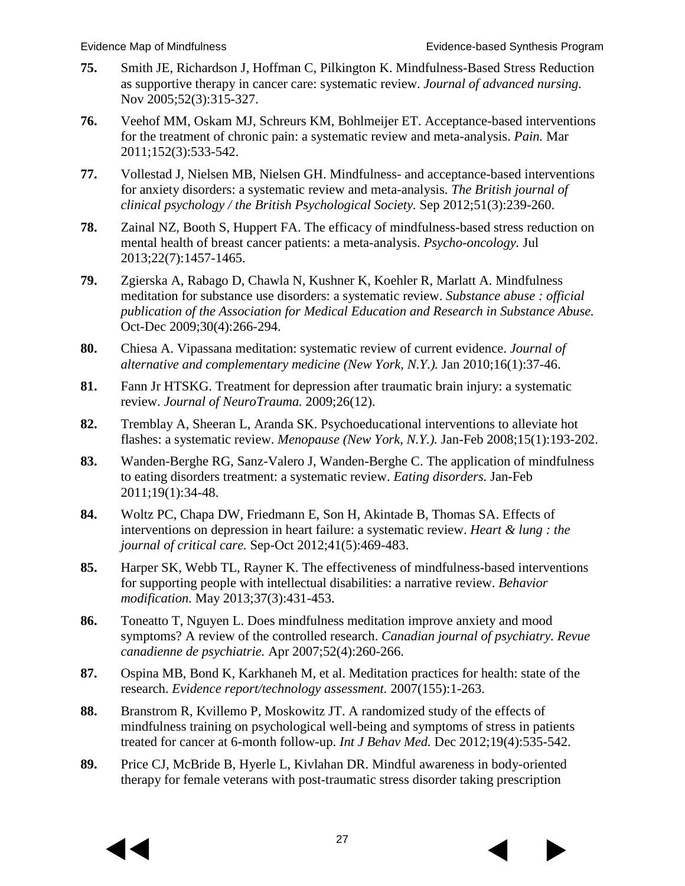75. Smith JE, Richardson J, Hoffman C, Pilkington K. Mindfulness-Based Stress Reduction as supportive therapy in cancer care: systematic review. *Journal of advanced nursing.* Nov 2005;52(3):315-327.

76. Veehof MM, Oskam MJ, Schreurs KM, Bohlmeijer ET. Acceptance-based interventions for the treatment of chronic pain: a systematic review and meta-analysis. *Pain.* Mar 2011;152(3):533-542.

77. Vollestad J, Nielsen MB, Nielsen GH. Mindfulness- and acceptance-based interventions for anxiety disorders: a systematic review and meta-analysis. *The British journal of clinical psychology / the British Psychological Society.* Sep 2012;51(3):239-260.

78. Zainal NZ, Booth S, Huppert FA. The efficacy of mindfulness-based stress reduction on mental health of breast cancer patients: a meta-analysis. *Psycho-oncology.* Jul 2013;22(7):1457-1465.

79. Zgierska A, Rabago D, Chawla N, Kushner K, Koehler R, Marlatt A. Mindfulness meditation for substance use disorders: a systematic review. *Substance abuse : official publication of the Association for Medical Education and Research in Substance Abuse.* Oct-Dec 2009;30(4):266-294.

80. Chiesa A. Vipassana meditation: systematic review of current evidence. *Journal of alternative and complementary medicine (New York, N.Y.).* Jan 2010;16(1):37-46.

81. Fann Jr HTSKG. Treatment for depression after traumatic brain injury: a systematic review. *Journal of NeuroTrauma.* 2009;26(12).

82. Tremblay A, Sheeran L, Aranda SK. Psychoeducational interventions to alleviate hot flashes: a systematic review. *Menopause (New York, N.Y.).* Jan-Feb 2008;15(1):193-202.

83. Wanden-Berghe RG, Sanz-Valero J, Wanden-Berghe C. The application of mindfulness to eating disorders treatment: a systematic review. *Eating disorders.* Jan-Feb 2011;19(1):34-48.

84. Woltz PC, Chapa DW, Friedmann E, Son H, Akintade B, Thomas SA. Effects of interventions on depression in heart failure: a systematic review. *Heart & lung : the journal of critical care.* Sep-Oct 2012;41(5):469-483.

85. Harper SK, Webb TL, Rayner K. The effectiveness of mindfulness-based interventions for supporting people with intellectual disabilities: a narrative review. *Behavior modification.* May 2013;37(3):431-453.

86. Toneatto T, Nguyen L. Does mindfulness meditation improve anxiety and mood symptoms? A review of the controlled research. *Canadian journal of psychiatry. Revue canadienne de psychiatrie.* Apr 2007;52(4):260-266.

87. Ospina MB, Bond K, Karkhaneh M, et al. Meditation practices for health: state of the research. *Evidence report/technology assessment.* 2007(155):1-263.

88. Branstrom R, Kvillemo P, Moskowitz JT. A randomized study of the effects of mindfulness training on psychological well-being and symptoms of stress in patients treated for cancer at 6-month follow-up. *Int J Behav Med.* Dec 2012;19(4):535-542.

89. Price CJ, McBride B, Hyerle L, Kivlahan DR. Mindful awareness in body-oriented therapy for female veterans with post-traumatic stress disorder taking prescription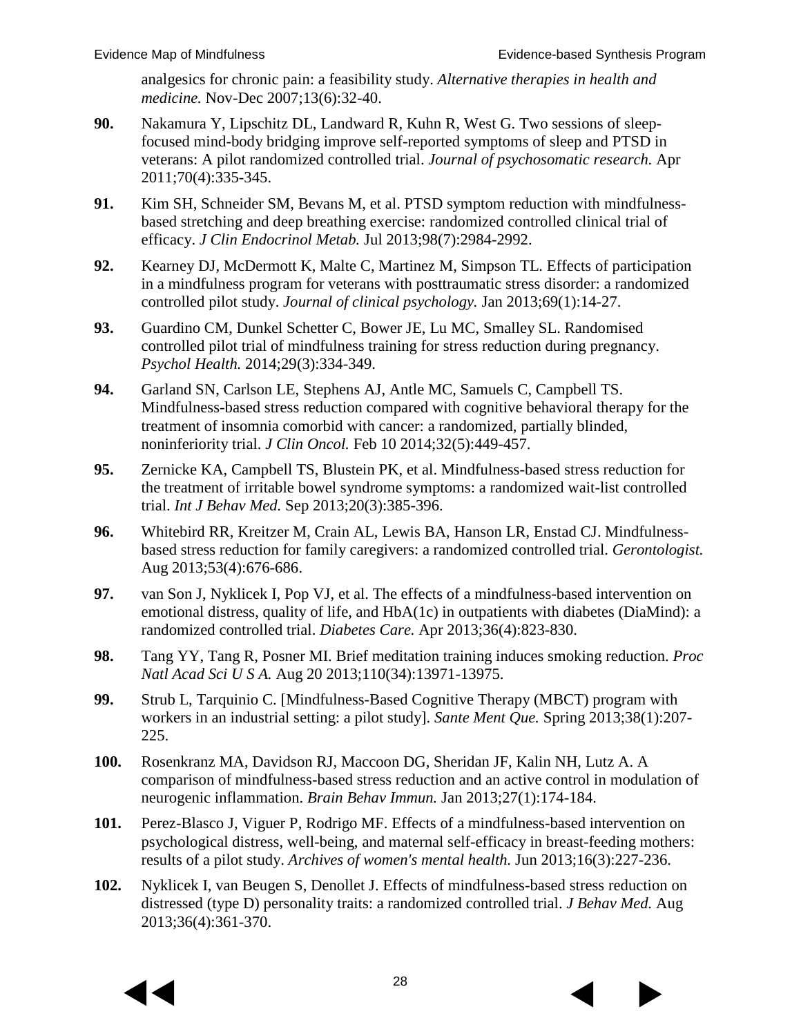analgesics for chronic pain: a feasibility study. *Alternative therapies in health and medicine.* Nov-Dec 2007;13(6):32-40.

**90.** Nakamura Y, Lipschitz DL, Landward R, Kuhn R, West G. Two sessions of sleep-focused mind-body bridging improve self-reported symptoms of sleep and PTSD in veterans: A pilot randomized controlled trial. *Journal of psychosomatic research.* Apr 2011;70(4):335-345.

**91.** Kim SH, Schneider SM, Bevans M, et al. PTSD symptom reduction with mindfulness-based stretching and deep breathing exercise: randomized controlled clinical trial of efficacy. *J Clin Endocrinol Metab.* Jul 2013;98(7):2984-2992.

**92.** Kearney DJ, McDermott K, Malte C, Martinez M, Simpson TL. Effects of participation in a mindfulness program for veterans with posttraumatic stress disorder: a randomized controlled pilot study. *Journal of clinical psychology.* Jan 2013;69(1):14-27.

**93.** Guardino CM, Dunkel Schetter C, Bower JE, Lu MC, Smalley SL. Randomised controlled pilot trial of mindfulness training for stress reduction during pregnancy. *Psychol Health.* 2014;29(3):334-349.

**94.** Garland SN, Carlson LE, Stephens AJ, Antle MC, Samuels C, Campbell TS. Mindfulness-based stress reduction compared with cognitive behavioral therapy for the treatment of insomnia comorbid with cancer: a randomized, partially blinded, noninferiority trial. *J Clin Oncol.* Feb 10 2014;32(5):449-457.

**95.** Zernicke KA, Campbell TS, Blustein PK, et al. Mindfulness-based stress reduction for the treatment of irritable bowel syndrome symptoms: a randomized wait-list controlled trial. *Int J Behav Med.* Sep 2013;20(3):385-396.

**96.** Whitebird RR, Kreitzer M, Crain AL, Lewis BA, Hanson LR, Enstad CJ. Mindfulness-based stress reduction for family caregivers: a randomized controlled trial. *Gerontologist.* Aug 2013;53(4):676-686.

**97.** van Son J, Nyklicek I, Pop VJ, et al. The effects of a mindfulness-based intervention on emotional distress, quality of life, and HbA(1c) in outpatients with diabetes (DiaMind): a randomized controlled trial. *Diabetes Care.* Apr 2013;36(4):823-830.

**98.** Tang YY, Tang R, Posner MI. Brief meditation training induces smoking reduction. *Proc Natl Acad Sci U S A.* Aug 20 2013;110(34):13971-13975.

**99.** Strub L, Tarquinio C. [Mindfulness-Based Cognitive Therapy (MBCT) program with workers in an industrial setting: a pilot study]. *Sante Ment Que.* Spring 2013;38(1):207-225.

**100.** Rosenkranz MA, Davidson RJ, Maccoon DG, Sheridan JF, Kalin NH, Lutz A. A comparison of mindfulness-based stress reduction and an active control in modulation of neurogenic inflammation. *Brain Behav Immun.* Jan 2013;27(1):174-184.

**101.** Perez-Blasco J, Viguer P, Rodrigo MF. Effects of a mindfulness-based intervention on psychological distress, well-being, and maternal self-efficacy in breast-feeding mothers: results of a pilot study. *Archives of women's mental health.* Jun 2013;16(3):227-236.

**102.** Nyklicek I, van Beugen S, Denollet J. Effects of mindfulness-based stress reduction on distressed (type D) personality traits: a randomized controlled trial. *J Behav Med.* Aug 2013;36(4):361-370.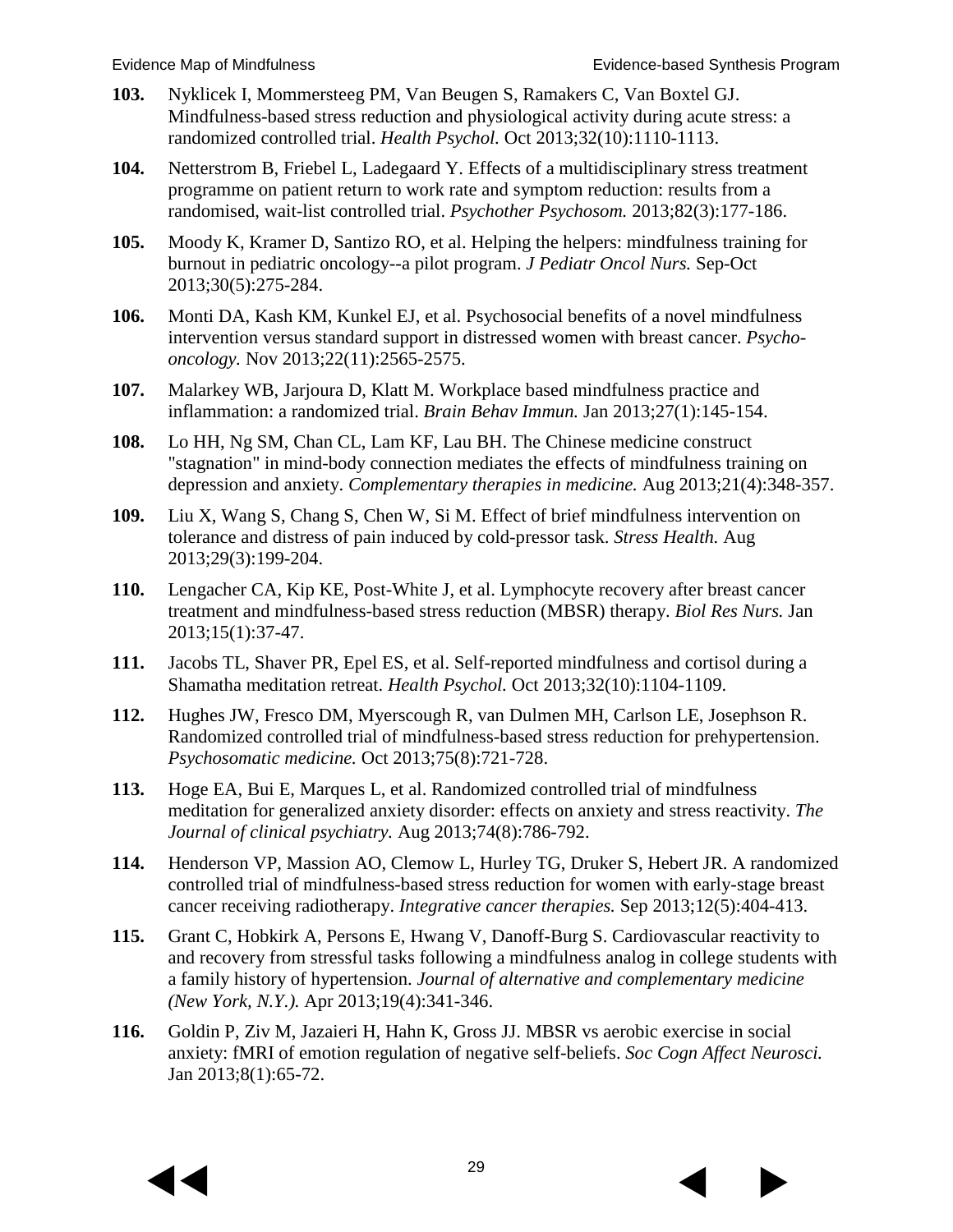**103.** Nyklicek I, Mommersteeg PM, Van Beugen S, Ramakers C, Van Boxtel GJ. Mindfulness-based stress reduction and physiological activity during acute stress: a randomized controlled trial. *Health Psychol.* Oct 2013;32(10):1110-1113.

**104.** Netterstrom B, Friebel L, Ladegaard Y. Effects of a multidisciplinary stress treatment programme on patient return to work rate and symptom reduction: results from a randomised, wait-list controlled trial. *Psychother Psychosom.* 2013;82(3):177-186.

**105.** Moody K, Kramer D, Santizo RO, et al. Helping the helpers: mindfulness training for burnout in pediatric oncology--a pilot program. *J Pediatr Oncol Nurs.* Sep-Oct 2013;30(5):275-284.

**106.** Monti DA, Kash KM, Kunkel EJ, et al. Psychosocial benefits of a novel mindfulness intervention versus standard support in distressed women with breast cancer. *Psycho-oncology.* Nov 2013;22(11):2565-2575.

**107.** Malarkey WB, Jarjoura D, Klatt M. Workplace based mindfulness practice and inflammation: a randomized trial. *Brain Behav Immun.* Jan 2013;27(1):145-154.

**108.** Lo HH, Ng SM, Chan CL, Lam KF, Lau BH. The Chinese medicine construct "stagnation" in mind-body connection mediates the effects of mindfulness training on depression and anxiety. *Complementary therapies in medicine.* Aug 2013;21(4):348-357.

**109.** Liu X, Wang S, Chang S, Chen W, Si M. Effect of brief mindfulness intervention on tolerance and distress of pain induced by cold-pressor task. *Stress Health.* Aug 2013;29(3):199-204.

**110.** Lengacher CA, Kip KE, Post-White J, et al. Lymphocyte recovery after breast cancer treatment and mindfulness-based stress reduction (MBSR) therapy. *Biol Res Nurs.* Jan 2013;15(1):37-47.

**111.** Jacobs TL, Shaver PR, Epel ES, et al. Self-reported mindfulness and cortisol during a Shamatha meditation retreat. *Health Psychol.* Oct 2013;32(10):1104-1109.

**112.** Hughes JW, Fresco DM, Myerscough R, van Dulmen MH, Carlson LE, Josephson R. Randomized controlled trial of mindfulness-based stress reduction for prehypertension. *Psychosomatic medicine.* Oct 2013;75(8):721-728.

**113.** Hoge EA, Bui E, Marques L, et al. Randomized controlled trial of mindfulness meditation for generalized anxiety disorder: effects on anxiety and stress reactivity. *The Journal of clinical psychiatry.* Aug 2013;74(8):786-792.

**114.** Henderson VP, Massion AO, Clemow L, Hurley TG, Druker S, Hebert JR. A randomized controlled trial of mindfulness-based stress reduction for women with early-stage breast cancer receiving radiotherapy. *Integrative cancer therapies.* Sep 2013;12(5):404-413.

**115.** Grant C, Hobkirk A, Persons E, Hwang V, Danoff-Burg S. Cardiovascular reactivity to and recovery from stressful tasks following a mindfulness analog in college students with a family history of hypertension. *Journal of alternative and complementary medicine (New York, N.Y.).* Apr 2013;19(4):341-346.

**116.** Goldin P, Ziv M, Jazaieri H, Hahn K, Gross JJ. MBSR vs aerobic exercise in social anxiety: fMRI of emotion regulation of negative self-beliefs. *Soc Cogn Affect Neurosci.* Jan 2013;8(1):65-72.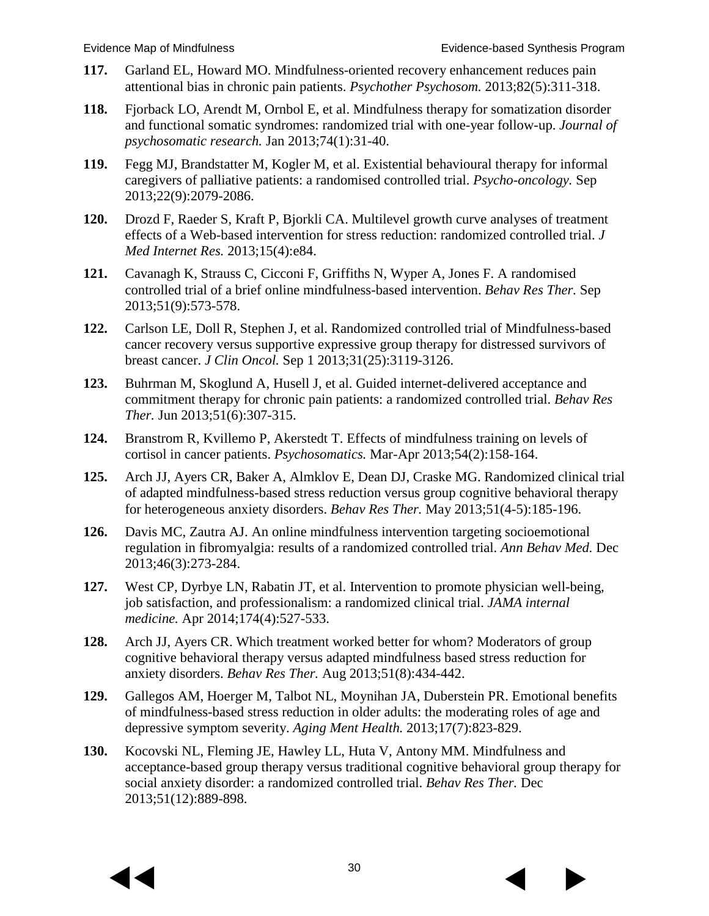**117.** Garland EL, Howard MO. Mindfulness-oriented recovery enhancement reduces pain attentional bias in chronic pain patients. *Psychother Psychosom.* 2013;82(5):311-318.

**118.** Fjorback LO, Arendt M, Ornbol E, et al. Mindfulness therapy for somatization disorder and functional somatic syndromes: randomized trial with one-year follow-up. *Journal of psychosomatic research.* Jan 2013;74(1):31-40.

**119.** Fegg MJ, Brandstatter M, Kogler M, et al. Existential behavioural therapy for informal caregivers of palliative patients: a randomised controlled trial. *Psycho-oncology.* Sep 2013;22(9):2079-2086.

**120.** Drozd F, Raeder S, Kraft P, Bjorkli CA. Multilevel growth curve analyses of treatment effects of a Web-based intervention for stress reduction: randomized controlled trial. *J Med Internet Res.* 2013;15(4):e84.

**121.** Cavanagh K, Strauss C, Cicconi F, Griffiths N, Wyper A, Jones F. A randomised controlled trial of a brief online mindfulness-based intervention. *Behav Res Ther.* Sep 2013;51(9):573-578.

**122.** Carlson LE, Doll R, Stephen J, et al. Randomized controlled trial of Mindfulness-based cancer recovery versus supportive expressive group therapy for distressed survivors of breast cancer. *J Clin Oncol.* Sep 1 2013;31(25):3119-3126.

**123.** Buhrman M, Skoglund A, Husell J, et al. Guided internet-delivered acceptance and commitment therapy for chronic pain patients: a randomized controlled trial. *Behav Res Ther.* Jun 2013;51(6):307-315.

**124.** Branstrom R, Kvillemo P, Akerstedt T. Effects of mindfulness training on levels of cortisol in cancer patients. *Psychosomatics.* Mar-Apr 2013;54(2):158-164.

**125.** Arch JJ, Ayers CR, Baker A, Almklov E, Dean DJ, Craske MG. Randomized clinical trial of adapted mindfulness-based stress reduction versus group cognitive behavioral therapy for heterogeneous anxiety disorders. *Behav Res Ther.* May 2013;51(4-5):185-196.

**126.** Davis MC, Zautra AJ. An online mindfulness intervention targeting socioemotional regulation in fibromyalgia: results of a randomized controlled trial. *Ann Behav Med.* Dec 2013;46(3):273-284.

**127.** West CP, Dyrbye LN, Rabatin JT, et al. Intervention to promote physician well-being, job satisfaction, and professionalism: a randomized clinical trial. *JAMA internal medicine.* Apr 2014;174(4):527-533.

**128.** Arch JJ, Ayers CR. Which treatment worked better for whom? Moderators of group cognitive behavioral therapy versus adapted mindfulness based stress reduction for anxiety disorders. *Behav Res Ther.* Aug 2013;51(8):434-442.

**129.** Gallegos AM, Hoerger M, Talbot NL, Moynihan JA, Duberstein PR. Emotional benefits of mindfulness-based stress reduction in older adults: the moderating roles of age and depressive symptom severity. *Aging Ment Health.* 2013;17(7):823-829.

**130.** Kocovski NL, Fleming JE, Hawley LL, Huta V, Antony MM. Mindfulness and acceptance-based group therapy versus traditional cognitive behavioral group therapy for social anxiety disorder: a randomized controlled trial. *Behav Res Ther.* Dec 2013;51(12):889-898.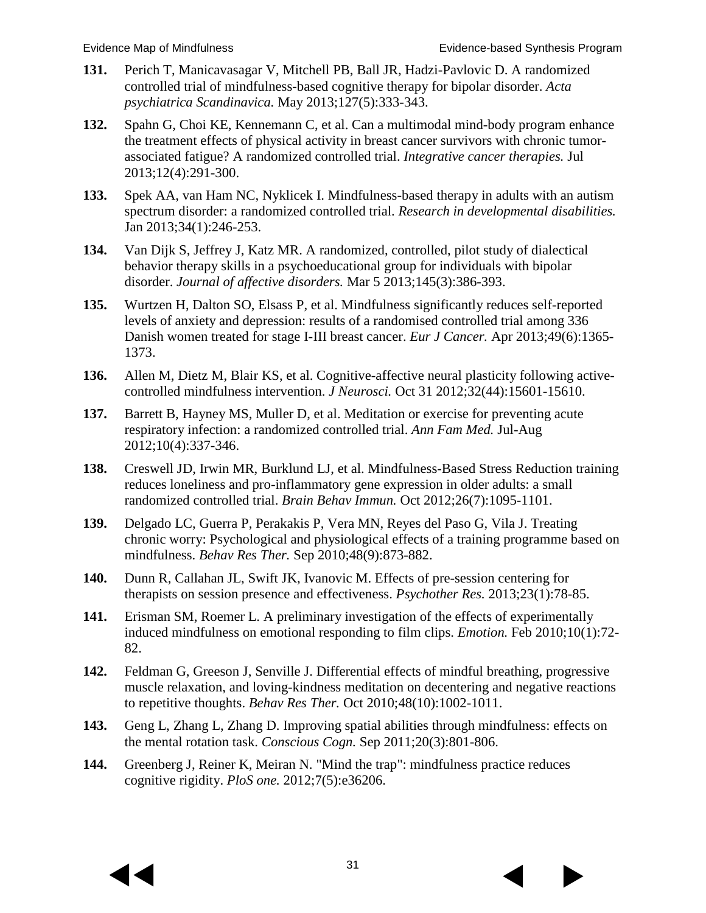**131.** Perich T, Manicavasagar V, Mitchell PB, Ball JR, Hadzi-Pavlovic D. A randomized controlled trial of mindfulness-based cognitive therapy for bipolar disorder. *Acta psychiatrica Scandinavica.* May 2013;127(5):333-343.

**132.** Spahn G, Choi KE, Kennemann C, et al. Can a multimodal mind-body program enhance the treatment effects of physical activity in breast cancer survivors with chronic tumor-associated fatigue? A randomized controlled trial. *Integrative cancer therapies.* Jul 2013;12(4):291-300.

**133.** Spek AA, van Ham NC, Nyklicek I. Mindfulness-based therapy in adults with an autism spectrum disorder: a randomized controlled trial. *Research in developmental disabilities.* Jan 2013;34(1):246-253.

**134.** Van Dijk S, Jeffrey J, Katz MR. A randomized, controlled, pilot study of dialectical behavior therapy skills in a psychoeducational group for individuals with bipolar disorder. *Journal of affective disorders.* Mar 5 2013;145(3):386-393.

**135.** Wurtzen H, Dalton SO, Elsass P, et al. Mindfulness significantly reduces self-reported levels of anxiety and depression: results of a randomised controlled trial among 336 Danish women treated for stage I-III breast cancer. *Eur J Cancer.* Apr 2013;49(6):1365-1373.

**136.** Allen M, Dietz M, Blair KS, et al. Cognitive-affective neural plasticity following active-controlled mindfulness intervention. *J Neurosci.* Oct 31 2012;32(44):15601-15610.

**137.** Barrett B, Hayney MS, Muller D, et al. Meditation or exercise for preventing acute respiratory infection: a randomized controlled trial. *Ann Fam Med.* Jul-Aug 2012;10(4):337-346.

**138.** Creswell JD, Irwin MR, Burklund LJ, et al. Mindfulness-Based Stress Reduction training reduces loneliness and pro-inflammatory gene expression in older adults: a small randomized controlled trial. *Brain Behav Immun.* Oct 2012;26(7):1095-1101.

**139.** Delgado LC, Guerra P, Perakakis P, Vera MN, Reyes del Paso G, Vila J. Treating chronic worry: Psychological and physiological effects of a training programme based on mindfulness. *Behav Res Ther.* Sep 2010;48(9):873-882.

**140.** Dunn R, Callahan JL, Swift JK, Ivanovic M. Effects of pre-session centering for therapists on session presence and effectiveness. *Psychother Res.* 2013;23(1):78-85.

**141.** Erisman SM, Roemer L. A preliminary investigation of the effects of experimentally induced mindfulness on emotional responding to film clips. *Emotion.* Feb 2010;10(1):72-82.

**142.** Feldman G, Greeson J, Senville J. Differential effects of mindful breathing, progressive muscle relaxation, and loving-kindness meditation on decentering and negative reactions to repetitive thoughts. *Behav Res Ther.* Oct 2010;48(10):1002-1011.

**143.** Geng L, Zhang L, Zhang D. Improving spatial abilities through mindfulness: effects on the mental rotation task. *Conscious Cogn.* Sep 2011;20(3):801-806.

**144.** Greenberg J, Reiner K, Meiran N. "Mind the trap": mindfulness practice reduces cognitive rigidity. *PloS one.* 2012;7(5):e36206.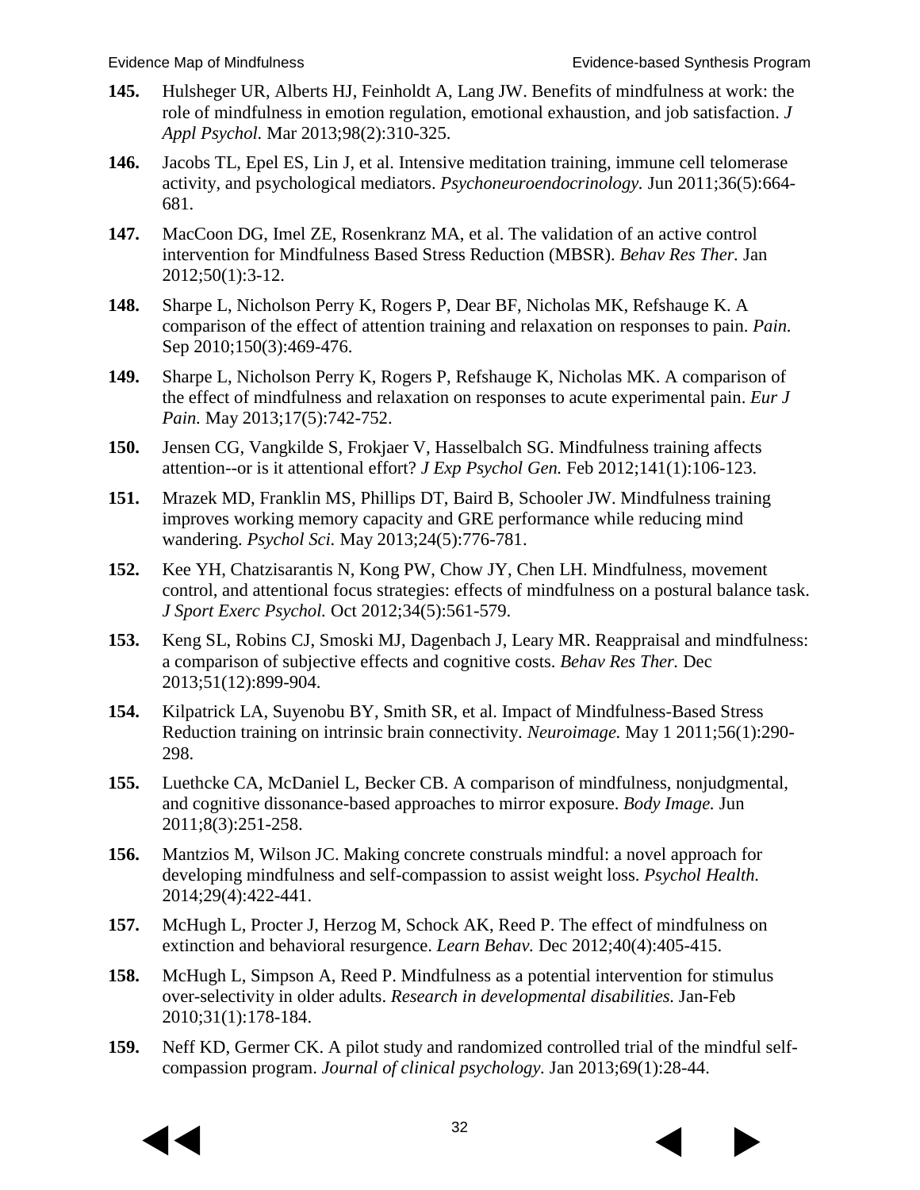**145.** Hulsheger UR, Alberts HJ, Feinholdt A, Lang JW. Benefits of mindfulness at work: the role of mindfulness in emotion regulation, emotional exhaustion, and job satisfaction. *J Appl Psychol.* Mar 2013;98(2):310-325.

**146.** Jacobs TL, Epel ES, Lin J, et al. Intensive meditation training, immune cell telomerase activity, and psychological mediators. *Psychoneuroendocrinology.* Jun 2011;36(5):664-681.

**147.** MacCoon DG, Imel ZE, Rosenkranz MA, et al. The validation of an active control intervention for Mindfulness Based Stress Reduction (MBSR). *Behav Res Ther.* Jan 2012;50(1):3-12.

**148.** Sharpe L, Nicholson Perry K, Rogers P, Dear BF, Nicholas MK, Refshauge K. A comparison of the effect of attention training and relaxation on responses to pain. *Pain.* Sep 2010;150(3):469-476.

**149.** Sharpe L, Nicholson Perry K, Rogers P, Refshauge K, Nicholas MK. A comparison of the effect of mindfulness and relaxation on responses to acute experimental pain. *Eur J Pain.* May 2013;17(5):742-752.

**150.** Jensen CG, Vangkilde S, Frokjaer V, Hasselbalch SG. Mindfulness training affects attention--or is it attentional effort? *J Exp Psychol Gen.* Feb 2012;141(1):106-123.

**151.** Mrazek MD, Franklin MS, Phillips DT, Baird B, Schooler JW. Mindfulness training improves working memory capacity and GRE performance while reducing mind wandering. *Psychol Sci.* May 2013;24(5):776-781.

**152.** Kee YH, Chatzisarantis N, Kong PW, Chow JY, Chen LH. Mindfulness, movement control, and attentional focus strategies: effects of mindfulness on a postural balance task. *J Sport Exerc Psychol.* Oct 2012;34(5):561-579.

**153.** Keng SL, Robins CJ, Smoski MJ, Dagenbach J, Leary MR. Reappraisal and mindfulness: a comparison of subjective effects and cognitive costs. *Behav Res Ther.* Dec 2013;51(12):899-904.

**154.** Kilpatrick LA, Suyenobu BY, Smith SR, et al. Impact of Mindfulness-Based Stress Reduction training on intrinsic brain connectivity. *Neuroimage.* May 1 2011;56(1):290-298.

**155.** Luethcke CA, McDaniel L, Becker CB. A comparison of mindfulness, nonjudgmental, and cognitive dissonance-based approaches to mirror exposure. *Body Image.* Jun 2011;8(3):251-258.

**156.** Mantzios M, Wilson JC. Making concrete construals mindful: a novel approach for developing mindfulness and self-compassion to assist weight loss. *Psychol Health.* 2014;29(4):422-441.

**157.** McHugh L, Procter J, Herzog M, Schock AK, Reed P. The effect of mindfulness on extinction and behavioral resurgence. *Learn Behav.* Dec 2012;40(4):405-415.

**158.** McHugh L, Simpson A, Reed P. Mindfulness as a potential intervention for stimulus over-selectivity in older adults. *Research in developmental disabilities.* Jan-Feb 2010;31(1):178-184.

**159.** Neff KD, Germer CK. A pilot study and randomized controlled trial of the mindful self-compassion program. *Journal of clinical psychology.* Jan 2013;69(1):28-44.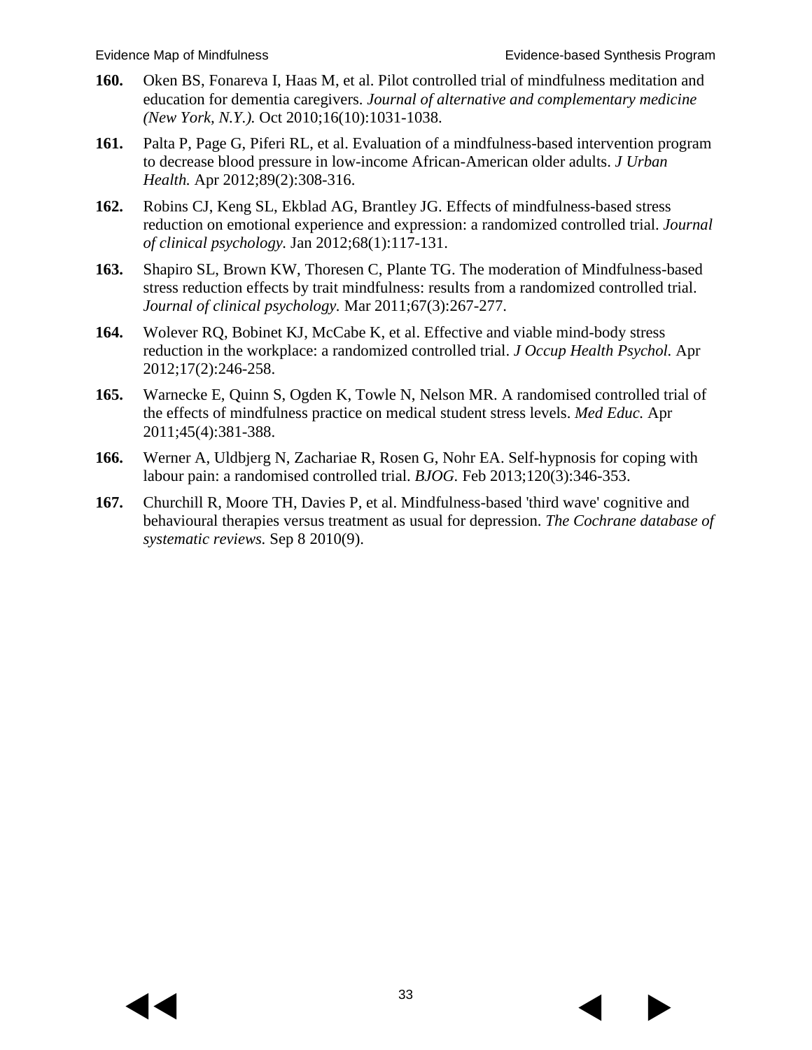160. Oken BS, Fonareva I, Haas M, et al. Pilot controlled trial of mindfulness meditation and education for dementia caregivers. *Journal of alternative and complementary medicine (New York, N.Y.).* Oct 2010;16(10):1031-1038.

161. Palta P, Page G, Piferi RL, et al. Evaluation of a mindfulness-based intervention program to decrease blood pressure in low-income African-American older adults. *J Urban Health.* Apr 2012;89(2):308-316.

162. Robins CJ, Keng SL, Ekblad AG, Brantley JG. Effects of mindfulness-based stress reduction on emotional experience and expression: a randomized controlled trial. *Journal of clinical psychology.* Jan 2012;68(1):117-131.

163. Shapiro SL, Brown KW, Thoresen C, Plante TG. The moderation of Mindfulness-based stress reduction effects by trait mindfulness: results from a randomized controlled trial. *Journal of clinical psychology.* Mar 2011;67(3):267-277.

164. Wolever RQ, Bobinet KJ, McCabe K, et al. Effective and viable mind-body stress reduction in the workplace: a randomized controlled trial. *J Occup Health Psychol.* Apr 2012;17(2):246-258.

165. Warnecke E, Quinn S, Ogden K, Towle N, Nelson MR. A randomised controlled trial of the effects of mindfulness practice on medical student stress levels. *Med Educ.* Apr 2011;45(4):381-388.

166. Werner A, Uldbjerg N, Zachariae R, Rosen G, Nohr EA. Self-hypnosis for coping with labour pain: a randomised controlled trial. *BJOG.* Feb 2013;120(3):346-353.

167. Churchill R, Moore TH, Davies P, et al. Mindfulness-based 'third wave' cognitive and behavioural therapies versus treatment as usual for depression. *The Cochrane database of systematic reviews.* Sep 8 2010(9).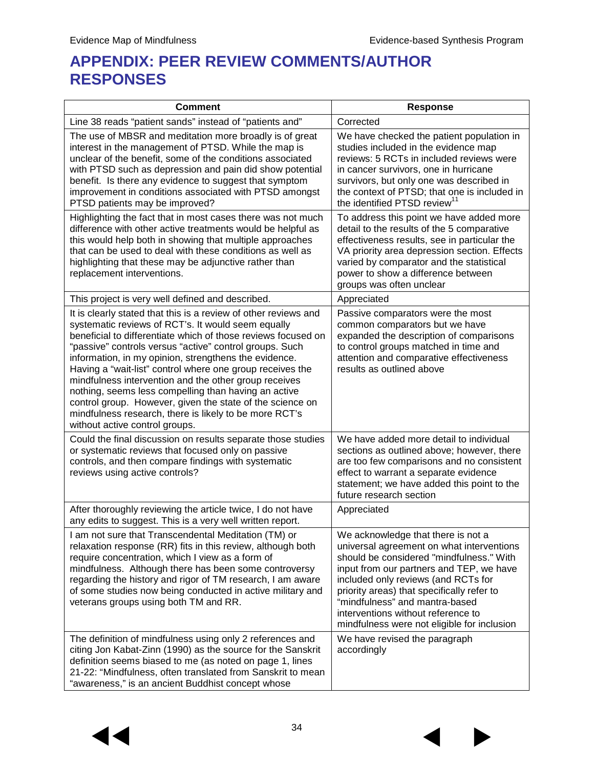# APPENDIX: PEER REVIEW COMMENTS/AUTHOR RESPONSES

| Comment | Response |
|---|---|
| Line 38 reads "patient sands" instead of "patients and" | Corrected |
| The use of MBSR and meditation more broadly is of great interest in the management of PTSD. While the map is unclear of the benefit, some of the conditions associated with PTSD such as depression and pain did show potential benefit. Is there any evidence to suggest that symptom improvement in conditions associated with PTSD amongst PTSD patients may be improved? | We have checked the patient population in studies included in the evidence map reviews: 5 RCTs in included reviews were in cancer survivors, one in hurricane survivors, but only one was described in the context of PTSD; that one is included in the identified PTSD review[11] |
| Highlighting the fact that in most cases there was not much difference with other active treatments would be helpful as this would help both in showing that multiple approaches that can be used to deal with these conditions as well as highlighting that these may be adjunctive rather than replacement interventions. | To address this point we have added more detail to the results of the 5 comparative effectiveness results, see in particular the VA priority area depression section. Effects varied by comparator and the statistical power to show a difference between groups was often unclear |
| This project is very well defined and described. | Appreciated |
| It is clearly stated that this is a review of other reviews and systematic reviews of RCT's. It would seem equally beneficial to differentiate which of those reviews focused on "passive" controls versus "active" control groups. Such information, in my opinion, strengthens the evidence. Having a "wait-list" control where one group receives the mindfulness intervention and the other group receives nothing, seems less compelling than having an active control group. However, given the state of the science on mindfulness research, there is likely to be more RCT's without active control groups. | Passive comparators were the most common comparators but we have expanded the description of comparisons to control groups matched in time and attention and comparative effectiveness results as outlined above |
| Could the final discussion on results separate those studies or systematic reviews that focused only on passive controls, and then compare findings with systematic reviews using active controls? | We have added more detail to individual sections as outlined above; however, there are too few comparisons and no consistent effect to warrant a separate evidence statement; we have added this point to the future research section |
| After thoroughly reviewing the article twice, I do not have any edits to suggest. This is a very well written report. | Appreciated |
| I am not sure that Transcendental Meditation (TM) or relaxation response (RR) fits in this review, although both require concentration, which I view as a form of mindfulness. Although there has been some controversy regarding the history and rigor of TM research, I am aware of some studies now being conducted in active military and veterans groups using both TM and RR. | We acknowledge that there is not a universal agreement on what interventions should be considered "mindfulness." With input from our partners and TEP, we have included only reviews (and RCTs for priority areas) that specifically refer to "mindfulness" and mantra-based interventions without reference to mindfulness were not eligible for inclusion |
| The definition of mindfulness using only 2 references and citing Jon Kabat-Zinn (1990) as the source for the Sanskrit definition seems biased to me (as noted on page 1, lines 21-22: "Mindfulness, often translated from Sanskrit to mean "awareness," is an ancient Buddhist concept whose | We have revised the paragraph accordingly |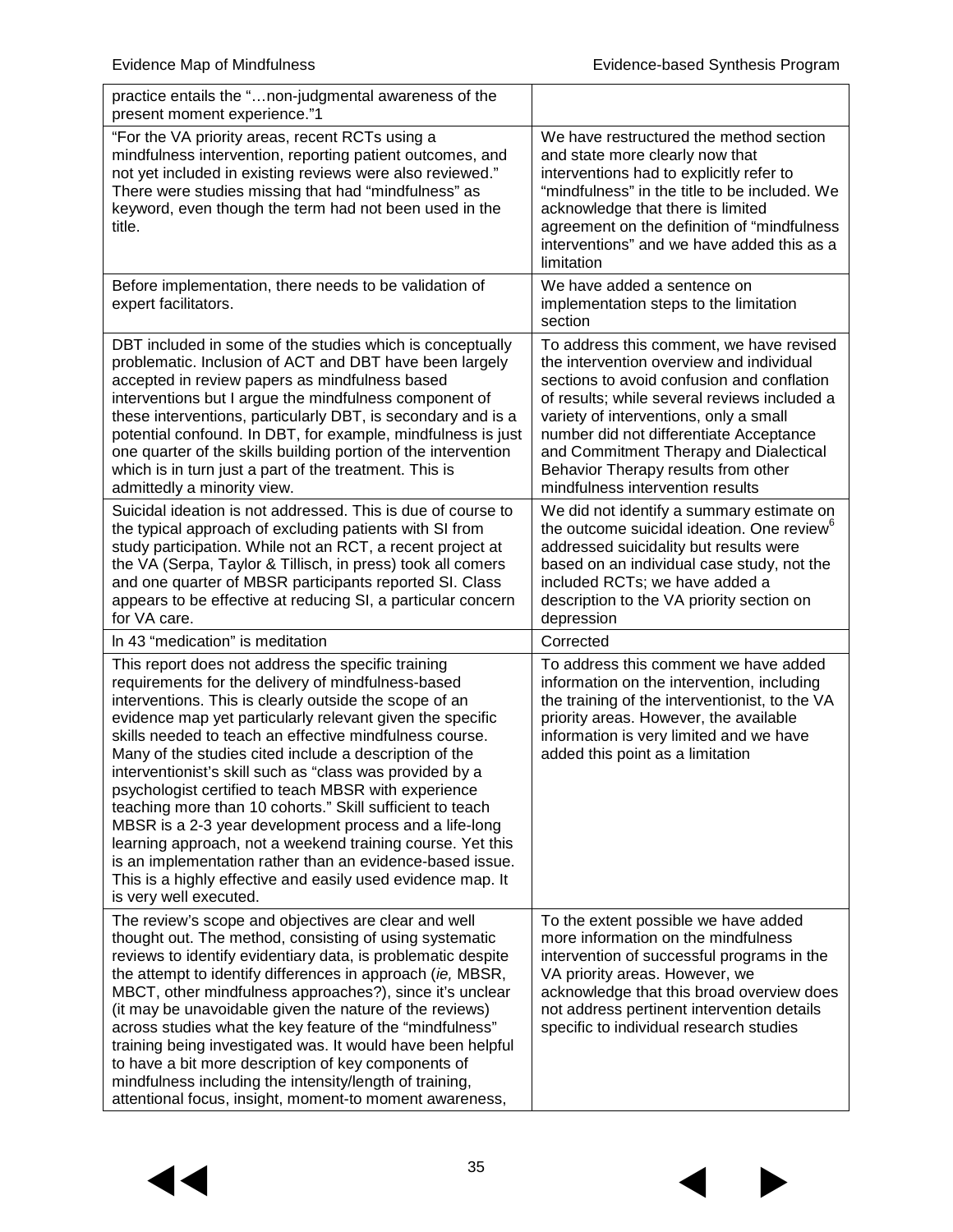| | |
|---|---|
| practice entails the "…non-judgmental awareness of the present moment experience."1 | |
| "For the VA priority areas, recent RCTs using a mindfulness intervention, reporting patient outcomes, and not yet included in existing reviews were also reviewed." There were studies missing that had "mindfulness" as keyword, even though the term had not been used in the title. | We have restructured the method section and state more clearly now that interventions had to explicitly refer to "mindfulness" in the title to be included. We acknowledge that there is limited agreement on the definition of "mindfulness interventions" and we have added this as a limitation |
| Before implementation, there needs to be validation of expert facilitators. | We have added a sentence on implementation steps to the limitation section |
| DBT included in some of the studies which is conceptually problematic. Inclusion of ACT and DBT have been largely accepted in review papers as mindfulness based interventions but I argue the mindfulness component of these interventions, particularly DBT, is secondary and is a potential confound. In DBT, for example, mindfulness is just one quarter of the skills building portion of the intervention which is in turn just a part of the treatment. This is admittedly a minority view. | To address this comment, we have revised the intervention overview and individual sections to avoid confusion and conflation of results; while several reviews included a variety of interventions, only a small number did not differentiate Acceptance and Commitment Therapy and Dialectical Behavior Therapy results from other mindfulness intervention results |
| Suicidal ideation is not addressed. This is due of course to the typical approach of excluding patients with SI from study participation. While not an RCT, a recent project at the VA (Serpa, Taylor & Tillisch, in press) took all comers and one quarter of MBSR participants reported SI. Class appears to be effective at reducing SI, a particular concern for VA care. | We did not identify a summary estimate on the outcome suicidal ideation. One review[6] addressed suicidality but results were based on an individual case study, not the included RCTs; we have added a description to the VA priority section on depression |
| ln 43 "medication" is meditation | Corrected |
| This report does not address the specific training requirements for the delivery of mindfulness-based interventions. This is clearly outside the scope of an evidence map yet particularly relevant given the specific skills needed to teach an effective mindfulness course. Many of the studies cited include a description of the interventionist's skill such as "class was provided by a psychologist certified to teach MBSR with experience teaching more than 10 cohorts." Skill sufficient to teach MBSR is a 2-3 year development process and a life-long learning approach, not a weekend training course. Yet this is an implementation rather than an evidence-based issue. This is a highly effective and easily used evidence map. It is very well executed. | To address this comment we have added information on the intervention, including the training of the interventionist, to the VA priority areas. However, the available information is very limited and we have added this point as a limitation |
| The review's scope and objectives are clear and well thought out. The method, consisting of using systematic reviews to identify evidentiary data, is problematic despite the attempt to identify differences in approach (*ie,* MBSR, MBCT, other mindfulness approaches?), since it's unclear (it may be unavoidable given the nature of the reviews) across studies what the key feature of the "mindfulness" training being investigated was. It would have been helpful to have a bit more description of key components of mindfulness including the intensity/length of training, attentional focus, insight, moment-to moment awareness, | To the extent possible we have added more information on the mindfulness intervention of successful programs in the VA priority areas. However, we acknowledge that this broad overview does not address pertinent intervention details specific to individual research studies |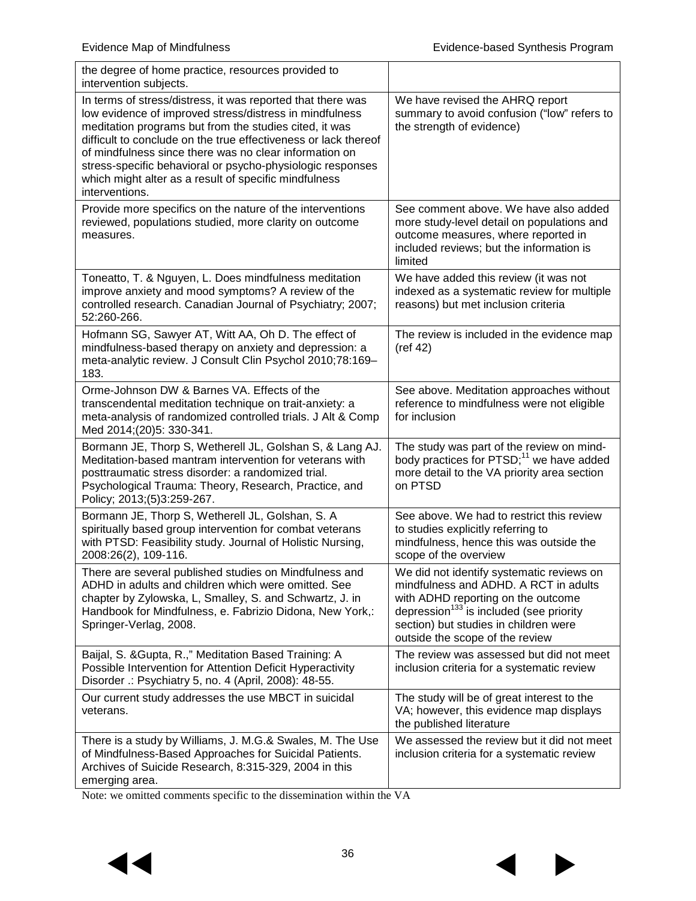| | |
|---|---|
| the degree of home practice, resources provided to intervention subjects. | |
| In terms of stress/distress, it was reported that there was low evidence of improved stress/distress in mindfulness meditation programs but from the studies cited, it was difficult to conclude on the true effectiveness or lack thereof of mindfulness since there was no clear information on stress-specific behavioral or psycho-physiologic responses which might alter as a result of specific mindfulness interventions. | We have revised the AHRQ report summary to avoid confusion ("low" refers to the strength of evidence) |
| Provide more specifics on the nature of the interventions reviewed, populations studied, more clarity on outcome measures. | See comment above. We have also added more study-level detail on populations and outcome measures, where reported in included reviews; but the information is limited |
| Toneatto, T. & Nguyen, L. Does mindfulness meditation improve anxiety and mood symptoms? A review of the controlled research. Canadian Journal of Psychiatry; 2007; 52:260-266. | We have added this review (it was not indexed as a systematic review for multiple reasons) but met inclusion criteria |
| Hofmann SG, Sawyer AT, Witt AA, Oh D. The effect of mindfulness-based therapy on anxiety and depression: a meta-analytic review. J Consult Clin Psychol 2010;78:169–183. | The review is included in the evidence map (ref 42) |
| Orme-Johnson DW & Barnes VA. Effects of the transcendental meditation technique on trait-anxiety: a meta-analysis of randomized controlled trials. J Alt & Comp Med 2014;(20)5: 330-341. | See above. Meditation approaches without reference to mindfulness were not eligible for inclusion |
| Bormann JE, Thorp S, Wetherell JL, Golshan S, & Lang AJ. Meditation-based mantram intervention for veterans with posttraumatic stress disorder: a randomized trial. Psychological Trauma: Theory, Research, Practice, and Policy; 2013;(5)3:259-267. | The study was part of the review on mind-body practices for PTSD;[11] we have added more detail to the VA priority area section on PTSD |
| Bormann JE, Thorp S, Wetherell JL, Golshan, S. A spiritually based group intervention for combat veterans with PTSD: Feasibility study. Journal of Holistic Nursing, 2008:26(2), 109-116. | See above. We had to restrict this review to studies explicitly referring to mindfulness, hence this was outside the scope of the overview |
| There are several published studies on Mindfulness and ADHD in adults and children which were omitted. See chapter by Zylowska, L, Smalley, S. and Schwartz, J. in Handbook for Mindfulness, e. Fabrizio Didona, New York,: Springer-Verlag, 2008. | We did not identify systematic reviews on mindfulness and ADHD. A RCT in adults with ADHD reporting on the outcome depression[133] is included (see priority section) but studies in children were outside the scope of the review |
| Baijal, S. &Gupta, R.," Meditation Based Training: A Possible Intervention for Attention Deficit Hyperactivity Disorder .: Psychiatry 5, no. 4 (April, 2008): 48-55. | The review was assessed but did not meet inclusion criteria for a systematic review |
| Our current study addresses the use MBCT in suicidal veterans. | The study will be of great interest to the VA; however, this evidence map displays the published literature |
| There is a study by Williams, J. M.G.& Swales, M. The Use of Mindfulness-Based Approaches for Suicidal Patients. Archives of Suicide Research, 8:315-329, 2004 in this emerging area. | We assessed the review but it did not meet inclusion criteria for a systematic review |

Note: we omitted comments specific to the dissemination within the VA